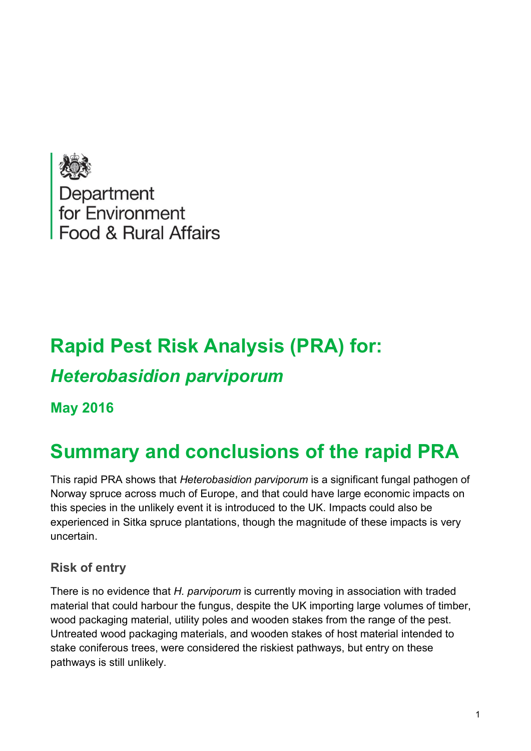Department
for Environment
Food & Rural Affairs

# Rapid Pest Risk Analysis (PRA) for:

## *Heterobasidion parviporum*

### May 2016

# Summary and conclusions of the rapid PRA

This rapid PRA shows that *Heterobasidion parviporum* is a significant fungal pathogen of Norway spruce across much of Europe, and that could have large economic impacts on this species in the unlikely event it is introduced to the UK. Impacts could also be experienced in Sitka spruce plantations, though the magnitude of these impacts is very uncertain.

### Risk of entry

There is no evidence that *H. parviporum* is currently moving in association with traded material that could harbour the fungus, despite the UK importing large volumes of timber, wood packaging material, utility poles and wooden stakes from the range of the pest. Untreated wood packaging materials, and wooden stakes of host material intended to stake coniferous trees, were considered the riskiest pathways, but entry on these pathways is still unlikely.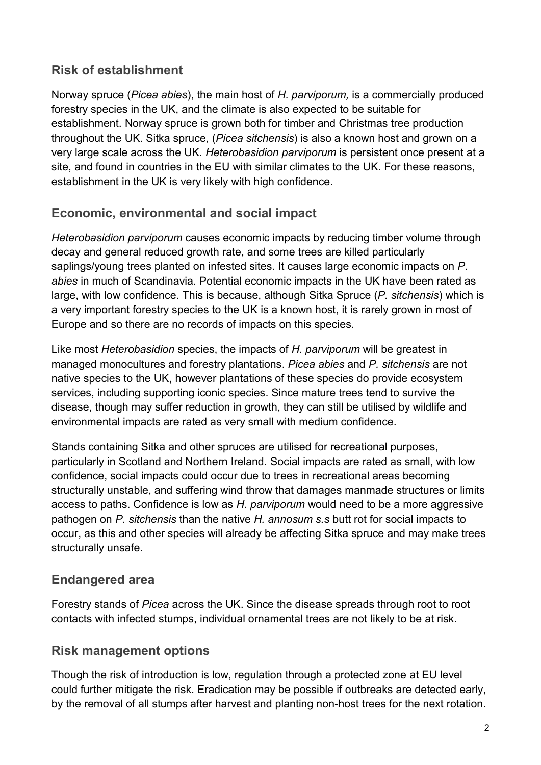## Risk of establishment

Norway spruce (*Picea abies*), the main host of *H. parviporum,* is a commercially produced forestry species in the UK, and the climate is also expected to be suitable for establishment. Norway spruce is grown both for timber and Christmas tree production throughout the UK. Sitka spruce, (*Picea sitchensis*) is also a known host and grown on a very large scale across the UK. *Heterobasidion parviporum* is persistent once present at a site, and found in countries in the EU with similar climates to the UK. For these reasons, establishment in the UK is very likely with high confidence.

## Economic, environmental and social impact

*Heterobasidion parviporum* causes economic impacts by reducing timber volume through decay and general reduced growth rate, and some trees are killed particularly saplings/young trees planted on infested sites. It causes large economic impacts on *P. abies* in much of Scandinavia. Potential economic impacts in the UK have been rated as large, with low confidence. This is because, although Sitka Spruce (*P. sitchensis*) which is a very important forestry species to the UK is a known host, it is rarely grown in most of Europe and so there are no records of impacts on this species.

Like most *Heterobasidion* species, the impacts of *H. parviporum* will be greatest in managed monocultures and forestry plantations. *Picea abies* and *P. sitchensis* are not native species to the UK, however plantations of these species do provide ecosystem services, including supporting iconic species. Since mature trees tend to survive the disease, though may suffer reduction in growth, they can still be utilised by wildlife and environmental impacts are rated as very small with medium confidence.

Stands containing Sitka and other spruces are utilised for recreational purposes, particularly in Scotland and Northern Ireland. Social impacts are rated as small, with low confidence, social impacts could occur due to trees in recreational areas becoming structurally unstable, and suffering wind throw that damages manmade structures or limits access to paths. Confidence is low as *H. parviporum* would need to be a more aggressive pathogen on *P. sitchensis* than the native *H. annosum s.s* butt rot for social impacts to occur, as this and other species will already be affecting Sitka spruce and may make trees structurally unsafe.

## Endangered area

Forestry stands of *Picea* across the UK. Since the disease spreads through root to root contacts with infected stumps, individual ornamental trees are not likely to be at risk.

## Risk management options

Though the risk of introduction is low, regulation through a protected zone at EU level could further mitigate the risk. Eradication may be possible if outbreaks are detected early, by the removal of all stumps after harvest and planting non-host trees for the next rotation.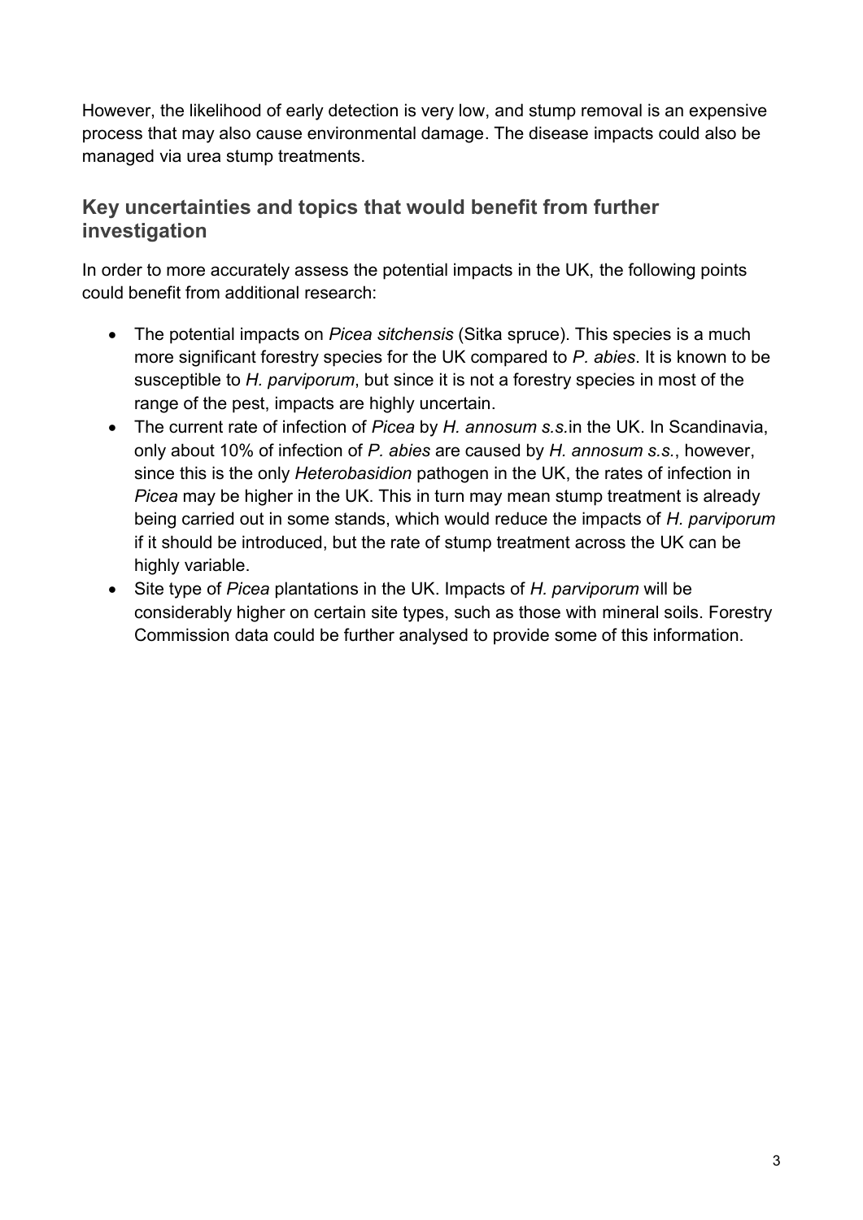However, the likelihood of early detection is very low, and stump removal is an expensive process that may also cause environmental damage. The disease impacts could also be managed via urea stump treatments.

## Key uncertainties and topics that would benefit from further investigation

In order to more accurately assess the potential impacts in the UK, the following points could benefit from additional research:

- The potential impacts on *Picea sitchensis* (Sitka spruce). This species is a much more significant forestry species for the UK compared to *P. abies*. It is known to be susceptible to *H. parviporum*, but since it is not a forestry species in most of the range of the pest, impacts are highly uncertain.
- The current rate of infection of *Picea* by *H. annosum s.s.*in the UK. In Scandinavia, only about 10% of infection of *P. abies* are caused by *H. annosum s.s.*, however, since this is the only *Heterobasidion* pathogen in the UK, the rates of infection in *Picea* may be higher in the UK. This in turn may mean stump treatment is already being carried out in some stands, which would reduce the impacts of *H. parviporum* if it should be introduced, but the rate of stump treatment across the UK can be highly variable.
- Site type of *Picea* plantations in the UK. Impacts of *H. parviporum* will be considerably higher on certain site types, such as those with mineral soils. Forestry Commission data could be further analysed to provide some of this information.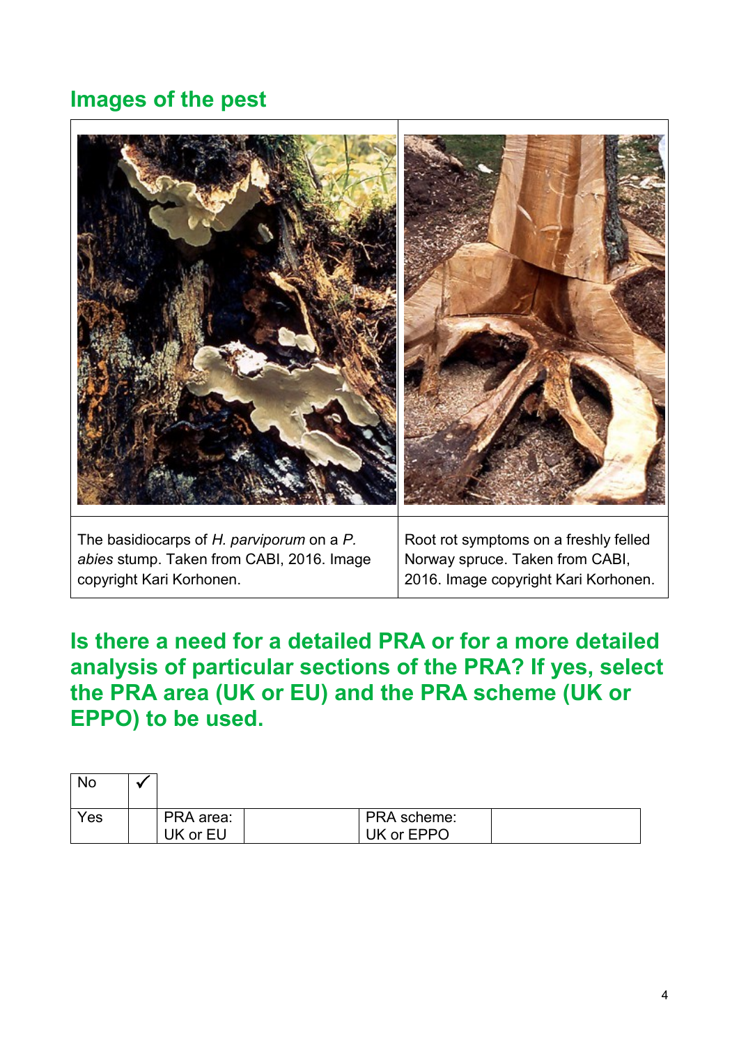## Images of the pest

| The basidiocarps of *H. parviporum* on a *P. abies* stump. Taken from CABI, 2016. Image copyright Kari Korhonen. | Root rot symptoms on a freshly felled Norway spruce. Taken from CABI, 2016. Image copyright Kari Korhonen. |
|---|---|

## Is there a need for a detailed PRA or for a more detailed analysis of particular sections of the PRA? If yes, select the PRA area (UK or EU) and the PRA scheme (UK or EPPO) to be used.

| | | | | | |
|---|---|---|---|---|---|
| No | ✓ | | | | |
| Yes | | PRA area: UK or EU | | PRA scheme: UK or EPPO | |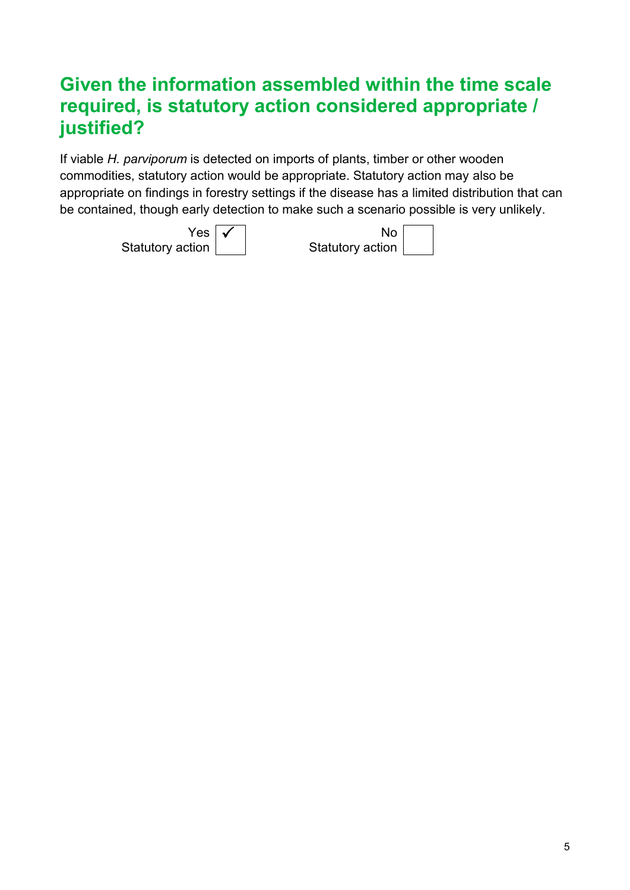## Given the information assembled within the time scale required, is statutory action considered appropriate / justified?

If viable *H. parviporum* is detected on imports of plants, timber or other wooden commodities, statutory action would be appropriate. Statutory action may also be appropriate on findings in forestry settings if the disease has a limited distribution that can be contained, though early detection to make such a scenario possible is very unlikely.

| Yes Statutory action | ✓ | No Statutory action | |
|---|---|---|---|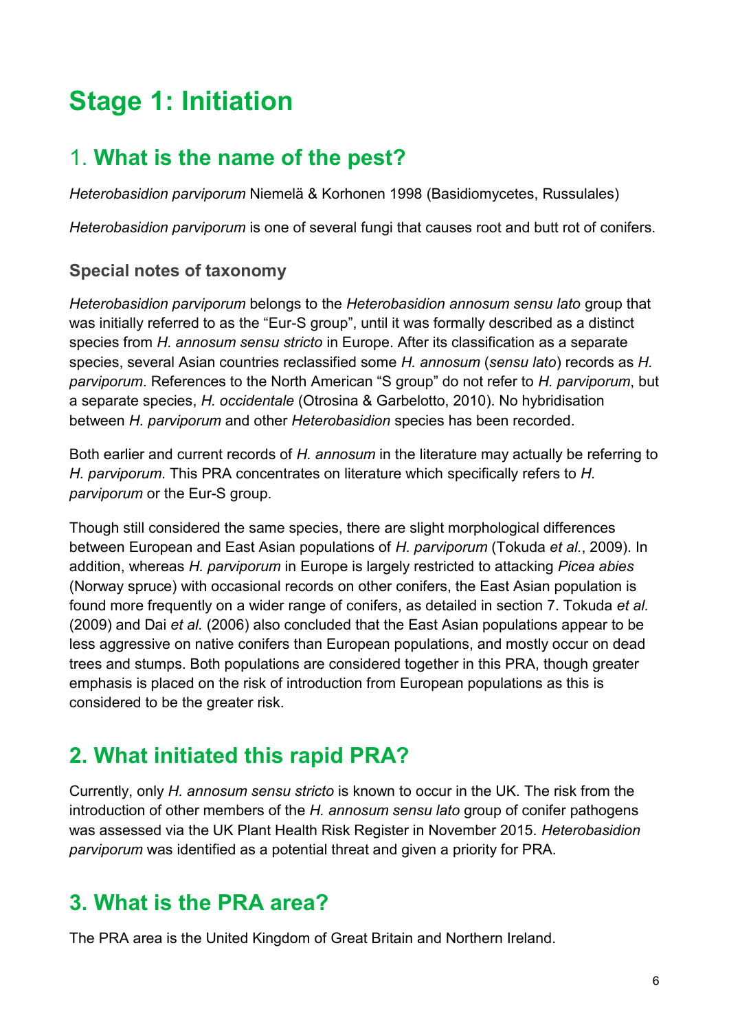# Stage 1: Initiation

## 1. What is the name of the pest?

*Heterobasidion parviporum* Niemelä & Korhonen 1998 (Basidiomycetes, Russulales)

*Heterobasidion parviporum* is one of several fungi that causes root and butt rot of conifers.

### Special notes of taxonomy

*Heterobasidion parviporum* belongs to the *Heterobasidion annosum sensu lato* group that was initially referred to as the "Eur-S group", until it was formally described as a distinct species from *H. annosum sensu stricto* in Europe. After its classification as a separate species, several Asian countries reclassified some *H. annosum* (*sensu lato*) records as *H. parviporum*. References to the North American "S group" do not refer to *H. parviporum*, but a separate species, *H. occidentale* (Otrosina & Garbelotto, 2010). No hybridisation between *H. parviporum* and other *Heterobasidion* species has been recorded.

Both earlier and current records of *H. annosum* in the literature may actually be referring to *H. parviporum*. This PRA concentrates on literature which specifically refers to *H. parviporum* or the Eur-S group.

Though still considered the same species, there are slight morphological differences between European and East Asian populations of *H. parviporum* (Tokuda *et al.*, 2009). In addition, whereas *H. parviporum* in Europe is largely restricted to attacking *Picea abies* (Norway spruce) with occasional records on other conifers, the East Asian population is found more frequently on a wider range of conifers, as detailed in section 7. Tokuda *et al.* (2009) and Dai *et al.* (2006) also concluded that the East Asian populations appear to be less aggressive on native conifers than European populations, and mostly occur on dead trees and stumps. Both populations are considered together in this PRA, though greater emphasis is placed on the risk of introduction from European populations as this is considered to be the greater risk.

## 2. What initiated this rapid PRA?

Currently, only *H. annosum sensu stricto* is known to occur in the UK. The risk from the introduction of other members of the *H. annosum sensu lato* group of conifer pathogens was assessed via the UK Plant Health Risk Register in November 2015. *Heterobasidion parviporum* was identified as a potential threat and given a priority for PRA.

## 3. What is the PRA area?

The PRA area is the United Kingdom of Great Britain and Northern Ireland.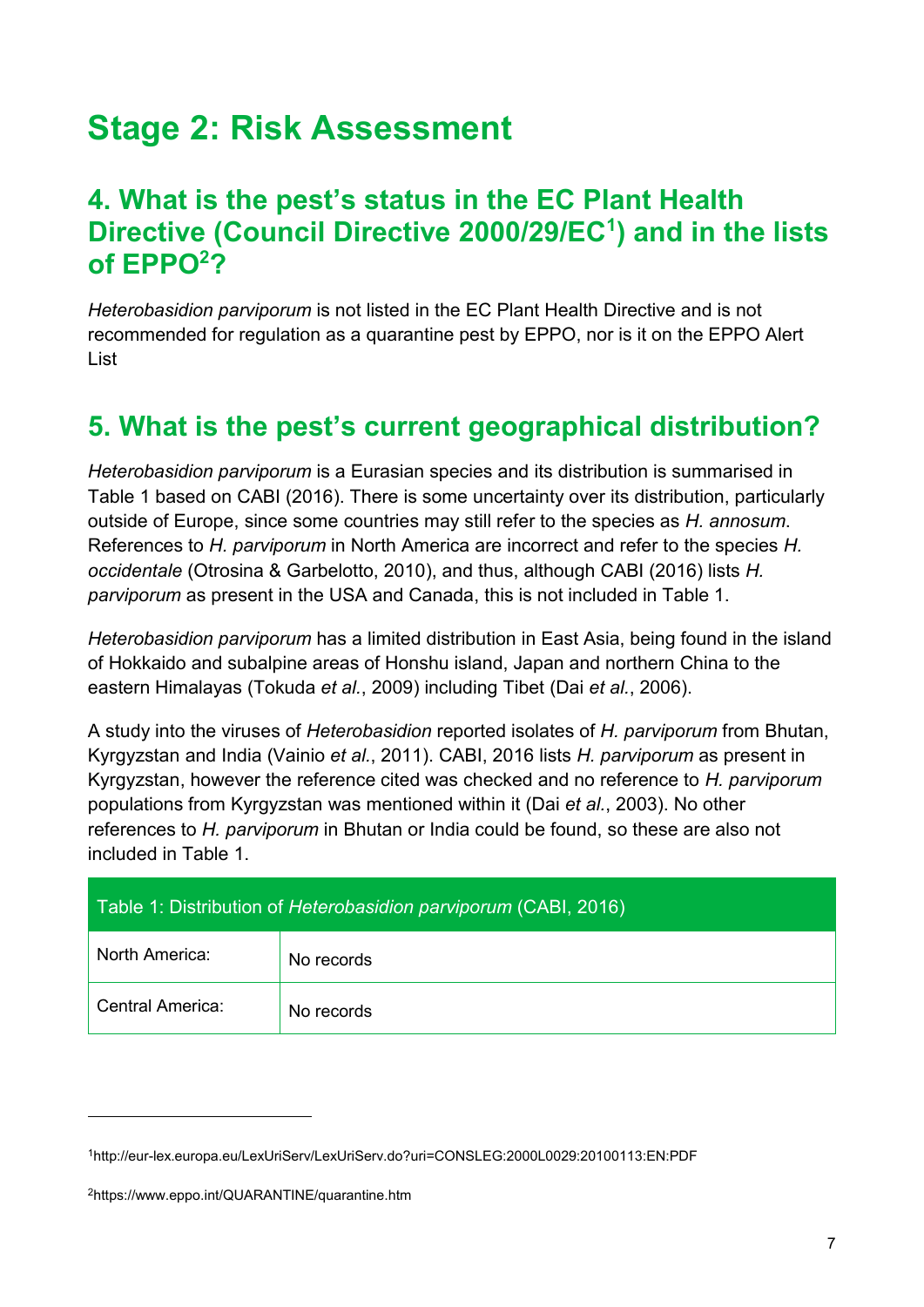# Stage 2: Risk Assessment

## 4. What is the pest's status in the EC Plant Health Directive (Council Directive 2000/29/EC[1]) and in the lists of EPPO[2]?

*Heterobasidion parviporum* is not listed in the EC Plant Health Directive and is not recommended for regulation as a quarantine pest by EPPO, nor is it on the EPPO Alert List

## 5. What is the pest's current geographical distribution?

*Heterobasidion parviporum* is a Eurasian species and its distribution is summarised in Table 1 based on CABI (2016). There is some uncertainty over its distribution, particularly outside of Europe, since some countries may still refer to the species as *H. annosum*. References to *H. parviporum* in North America are incorrect and refer to the species *H. occidentale* (Otrosina & Garbelotto, 2010), and thus, although CABI (2016) lists *H. parviporum* as present in the USA and Canada, this is not included in Table 1.

*Heterobasidion parviporum* has a limited distribution in East Asia, being found in the island of Hokkaido and subalpine areas of Honshu island, Japan and northern China to the eastern Himalayas (Tokuda *et al.*, 2009) including Tibet (Dai *et al.*, 2006).

A study into the viruses of *Heterobasidion* reported isolates of *H. parviporum* from Bhutan, Kyrgyzstan and India (Vainio *et al.*, 2011). CABI, 2016 lists *H. parviporum* as present in Kyrgyzstan, however the reference cited was checked and no reference to *H. parviporum* populations from Kyrgyzstan was mentioned within it (Dai *et al.*, 2003). No other references to *H. parviporum* in Bhutan or India could be found, so these are also not included in Table 1.

| Table 1: Distribution of *Heterobasidion parviporum* (CABI, 2016) | |
|---|---|
| North America: | No records |
| Central America: | No records |

[1] http://eur-lex.europa.eu/LexUriServ/LexUriServ.do?uri=CONSLEG:2000L0029:20100113:EN:PDF

[2] https://www.eppo.int/QUARANTINE/quarantine.htm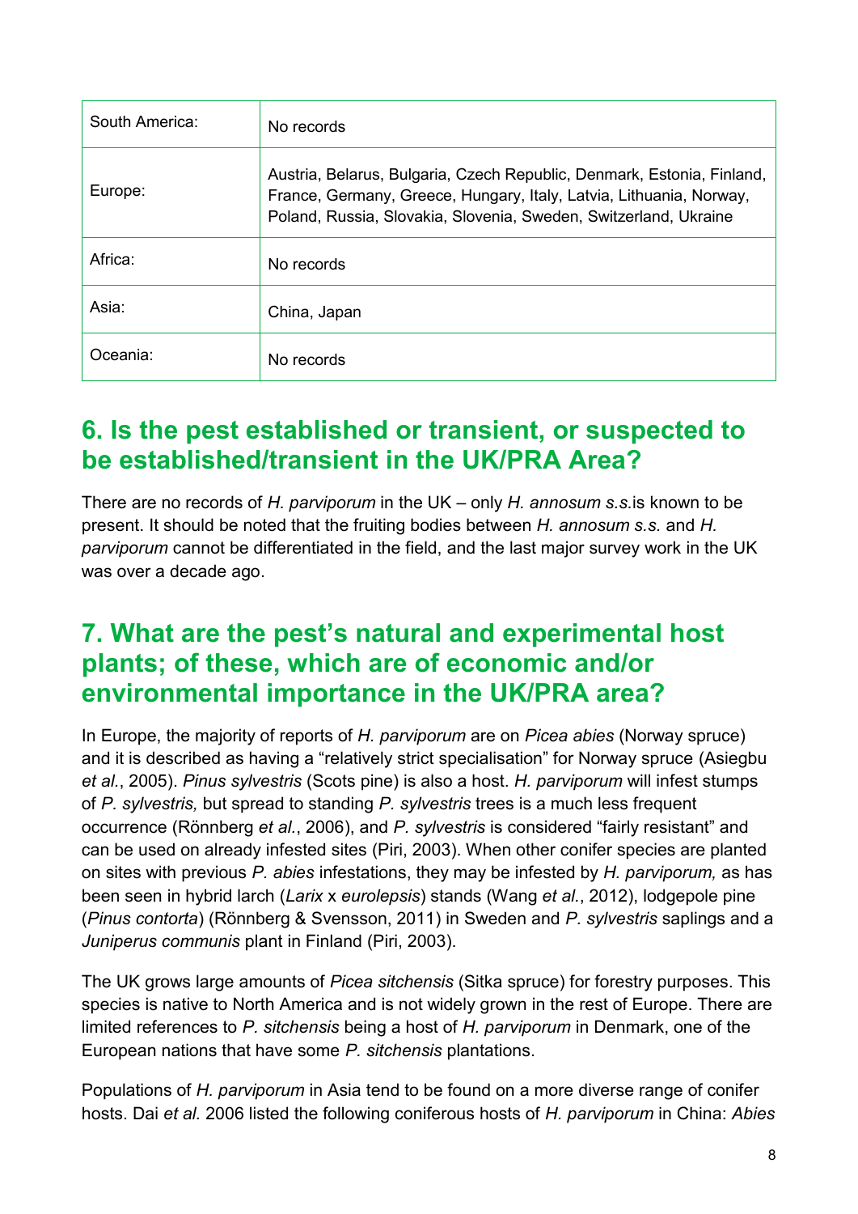| | |
|---|---|
| South America: | No records |
| Europe: | Austria, Belarus, Bulgaria, Czech Republic, Denmark, Estonia, Finland, France, Germany, Greece, Hungary, Italy, Latvia, Lithuania, Norway, Poland, Russia, Slovakia, Slovenia, Sweden, Switzerland, Ukraine |
| Africa: | No records |
| Asia: | China, Japan |
| Oceania: | No records |

## 6. Is the pest established or transient, or suspected to be established/transient in the UK/PRA Area?

There are no records of *H. parviporum* in the UK – only *H. annosum s.s.*is known to be present. It should be noted that the fruiting bodies between *H. annosum s.s.* and *H. parviporum* cannot be differentiated in the field, and the last major survey work in the UK was over a decade ago.

## 7. What are the pest's natural and experimental host plants; of these, which are of economic and/or environmental importance in the UK/PRA area?

In Europe, the majority of reports of *H. parviporum* are on *Picea abies* (Norway spruce) and it is described as having a "relatively strict specialisation" for Norway spruce (Asiegbu *et al.*, 2005). *Pinus sylvestris* (Scots pine) is also a host. *H. parviporum* will infest stumps of *P. sylvestris,* but spread to standing *P. sylvestris* trees is a much less frequent occurrence (Rönnberg *et al.*, 2006), and *P. sylvestris* is considered "fairly resistant" and can be used on already infested sites (Piri, 2003). When other conifer species are planted on sites with previous *P. abies* infestations, they may be infested by *H. parviporum,* as has been seen in hybrid larch (*Larix* x *eurolepsis*) stands (Wang *et al.*, 2012), lodgepole pine (*Pinus contorta*) (Rönnberg & Svensson, 2011) in Sweden and *P. sylvestris* saplings and a *Juniperus communis* plant in Finland (Piri, 2003).

The UK grows large amounts of *Picea sitchensis* (Sitka spruce) for forestry purposes. This species is native to North America and is not widely grown in the rest of Europe. There are limited references to *P. sitchensis* being a host of *H. parviporum* in Denmark, one of the European nations that have some *P. sitchensis* plantations.

Populations of *H. parviporum* in Asia tend to be found on a more diverse range of conifer hosts. Dai *et al.* 2006 listed the following coniferous hosts of *H. parviporum* in China: *Abies*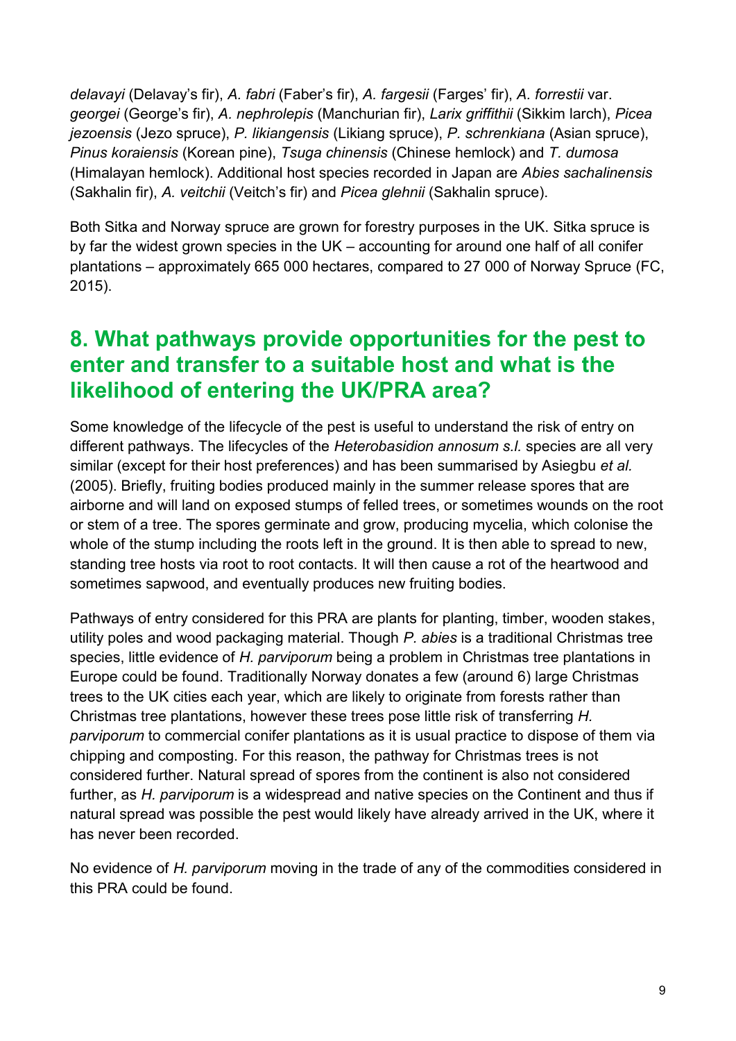*delavayi* (Delavay's fir), *A. fabri* (Faber's fir), *A. fargesii* (Farges' fir), *A. forrestii* var. *georgei* (George's fir), *A. nephrolepis* (Manchurian fir), *Larix griffithii* (Sikkim larch), *Picea jezoensis* (Jezo spruce), *P. likiangensis* (Likiang spruce), *P. schrenkiana* (Asian spruce), *Pinus koraiensis* (Korean pine), *Tsuga chinensis* (Chinese hemlock) and *T. dumosa* (Himalayan hemlock). Additional host species recorded in Japan are *Abies sachalinensis* (Sakhalin fir), *A. veitchii* (Veitch's fir) and *Picea glehnii* (Sakhalin spruce).

Both Sitka and Norway spruce are grown for forestry purposes in the UK. Sitka spruce is by far the widest grown species in the UK – accounting for around one half of all conifer plantations – approximately 665 000 hectares, compared to 27 000 of Norway Spruce (FC, 2015).

## 8. What pathways provide opportunities for the pest to enter and transfer to a suitable host and what is the likelihood of entering the UK/PRA area?

Some knowledge of the lifecycle of the pest is useful to understand the risk of entry on different pathways. The lifecycles of the *Heterobasidion annosum s.l.* species are all very similar (except for their host preferences) and has been summarised by Asiegbu *et al.* (2005). Briefly, fruiting bodies produced mainly in the summer release spores that are airborne and will land on exposed stumps of felled trees, or sometimes wounds on the root or stem of a tree. The spores germinate and grow, producing mycelia, which colonise the whole of the stump including the roots left in the ground. It is then able to spread to new, standing tree hosts via root to root contacts. It will then cause a rot of the heartwood and sometimes sapwood, and eventually produces new fruiting bodies.

Pathways of entry considered for this PRA are plants for planting, timber, wooden stakes, utility poles and wood packaging material. Though *P. abies* is a traditional Christmas tree species, little evidence of *H. parviporum* being a problem in Christmas tree plantations in Europe could be found. Traditionally Norway donates a few (around 6) large Christmas trees to the UK cities each year, which are likely to originate from forests rather than Christmas tree plantations, however these trees pose little risk of transferring *H. parviporum* to commercial conifer plantations as it is usual practice to dispose of them via chipping and composting. For this reason, the pathway for Christmas trees is not considered further. Natural spread of spores from the continent is also not considered further, as *H. parviporum* is a widespread and native species on the Continent and thus if natural spread was possible the pest would likely have already arrived in the UK, where it has never been recorded.

No evidence of *H. parviporum* moving in the trade of any of the commodities considered in this PRA could be found.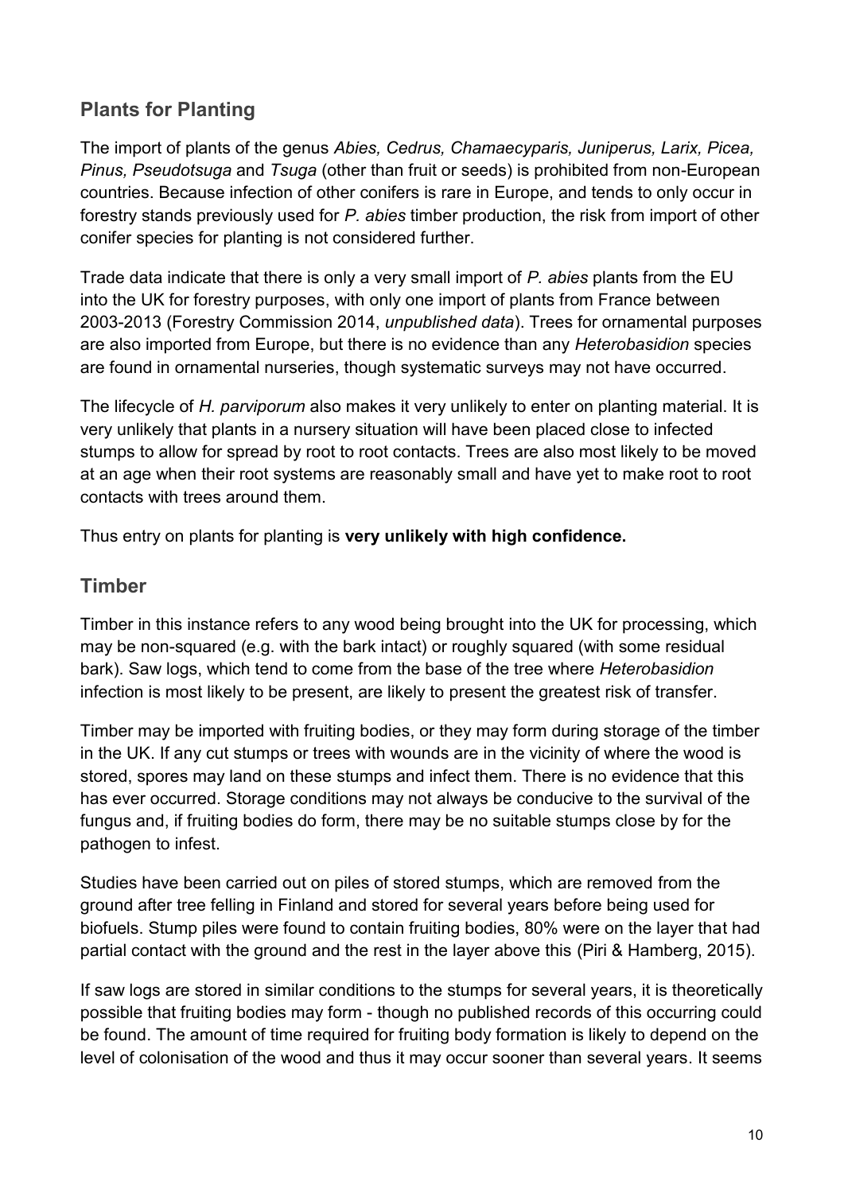## Plants for Planting

The import of plants of the genus *Abies, Cedrus, Chamaecyparis, Juniperus, Larix, Picea, Pinus, Pseudotsuga* and *Tsuga* (other than fruit or seeds) is prohibited from non-European countries. Because infection of other conifers is rare in Europe, and tends to only occur in forestry stands previously used for *P. abies* timber production, the risk from import of other conifer species for planting is not considered further.

Trade data indicate that there is only a very small import of *P. abies* plants from the EU into the UK for forestry purposes, with only one import of plants from France between 2003-2013 (Forestry Commission 2014, *unpublished data*). Trees for ornamental purposes are also imported from Europe, but there is no evidence than any *Heterobasidion* species are found in ornamental nurseries, though systematic surveys may not have occurred.

The lifecycle of *H. parviporum* also makes it very unlikely to enter on planting material. It is very unlikely that plants in a nursery situation will have been placed close to infected stumps to allow for spread by root to root contacts. Trees are also most likely to be moved at an age when their root systems are reasonably small and have yet to make root to root contacts with trees around them.

Thus entry on plants for planting is **very unlikely with high confidence.**

## Timber

Timber in this instance refers to any wood being brought into the UK for processing, which may be non-squared (e.g. with the bark intact) or roughly squared (with some residual bark). Saw logs, which tend to come from the base of the tree where *Heterobasidion* infection is most likely to be present, are likely to present the greatest risk of transfer.

Timber may be imported with fruiting bodies, or they may form during storage of the timber in the UK. If any cut stumps or trees with wounds are in the vicinity of where the wood is stored, spores may land on these stumps and infect them. There is no evidence that this has ever occurred. Storage conditions may not always be conducive to the survival of the fungus and, if fruiting bodies do form, there may be no suitable stumps close by for the pathogen to infest.

Studies have been carried out on piles of stored stumps, which are removed from the ground after tree felling in Finland and stored for several years before being used for biofuels. Stump piles were found to contain fruiting bodies, 80% were on the layer that had partial contact with the ground and the rest in the layer above this (Piri & Hamberg, 2015).

If saw logs are stored in similar conditions to the stumps for several years, it is theoretically possible that fruiting bodies may form - though no published records of this occurring could be found. The amount of time required for fruiting body formation is likely to depend on the level of colonisation of the wood and thus it may occur sooner than several years. It seems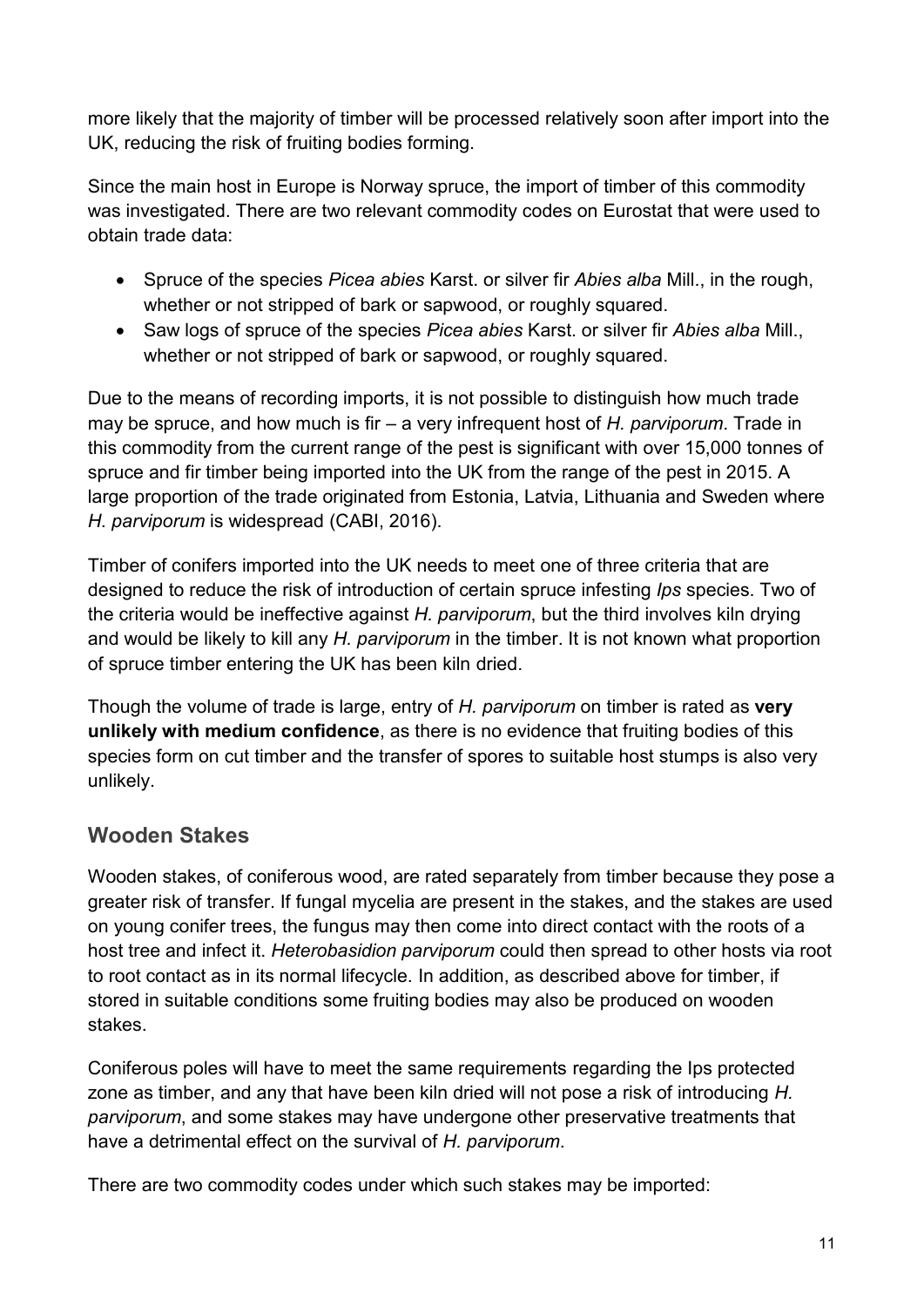more likely that the majority of timber will be processed relatively soon after import into the UK, reducing the risk of fruiting bodies forming.

Since the main host in Europe is Norway spruce, the import of timber of this commodity was investigated. There are two relevant commodity codes on Eurostat that were used to obtain trade data:

- Spruce of the species *Picea abies* Karst. or silver fir *Abies alba* Mill., in the rough, whether or not stripped of bark or sapwood, or roughly squared.
- Saw logs of spruce of the species *Picea abies* Karst. or silver fir *Abies alba* Mill., whether or not stripped of bark or sapwood, or roughly squared.

Due to the means of recording imports, it is not possible to distinguish how much trade may be spruce, and how much is fir – a very infrequent host of *H. parviporum*. Trade in this commodity from the current range of the pest is significant with over 15,000 tonnes of spruce and fir timber being imported into the UK from the range of the pest in 2015. A large proportion of the trade originated from Estonia, Latvia, Lithuania and Sweden where *H. parviporum* is widespread (CABI, 2016).

Timber of conifers imported into the UK needs to meet one of three criteria that are designed to reduce the risk of introduction of certain spruce infesting *Ips* species. Two of the criteria would be ineffective against *H. parviporum*, but the third involves kiln drying and would be likely to kill any *H. parviporum* in the timber. It is not known what proportion of spruce timber entering the UK has been kiln dried.

Though the volume of trade is large, entry of *H. parviporum* on timber is rated as **very unlikely with medium confidence**, as there is no evidence that fruiting bodies of this species form on cut timber and the transfer of spores to suitable host stumps is also very unlikely.

## Wooden Stakes

Wooden stakes, of coniferous wood, are rated separately from timber because they pose a greater risk of transfer. If fungal mycelia are present in the stakes, and the stakes are used on young conifer trees, the fungus may then come into direct contact with the roots of a host tree and infect it. *Heterobasidion parviporum* could then spread to other hosts via root to root contact as in its normal lifecycle. In addition, as described above for timber, if stored in suitable conditions some fruiting bodies may also be produced on wooden stakes.

Coniferous poles will have to meet the same requirements regarding the Ips protected zone as timber, and any that have been kiln dried will not pose a risk of introducing *H. parviporum*, and some stakes may have undergone other preservative treatments that have a detrimental effect on the survival of *H. parviporum*.

There are two commodity codes under which such stakes may be imported: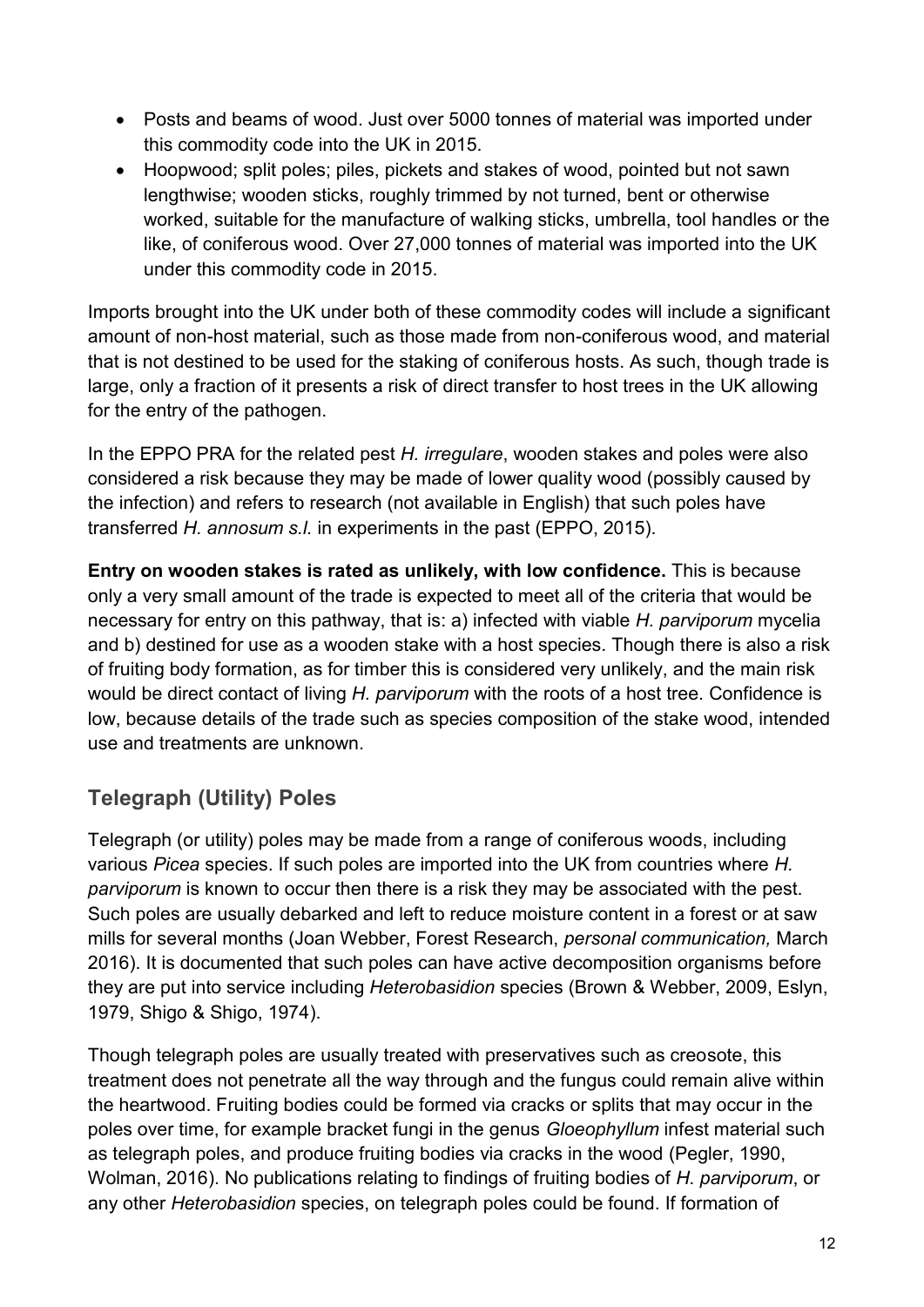- Posts and beams of wood. Just over 5000 tonnes of material was imported under this commodity code into the UK in 2015.
- Hoopwood; split poles; piles, pickets and stakes of wood, pointed but not sawn lengthwise; wooden sticks, roughly trimmed by not turned, bent or otherwise worked, suitable for the manufacture of walking sticks, umbrella, tool handles or the like, of coniferous wood. Over 27,000 tonnes of material was imported into the UK under this commodity code in 2015.

Imports brought into the UK under both of these commodity codes will include a significant amount of non-host material, such as those made from non-coniferous wood, and material that is not destined to be used for the staking of coniferous hosts. As such, though trade is large, only a fraction of it presents a risk of direct transfer to host trees in the UK allowing for the entry of the pathogen.

In the EPPO PRA for the related pest *H. irregulare*, wooden stakes and poles were also considered a risk because they may be made of lower quality wood (possibly caused by the infection) and refers to research (not available in English) that such poles have transferred *H. annosum s.l.* in experiments in the past (EPPO, 2015).

**Entry on wooden stakes is rated as unlikely, with low confidence.** This is because only a very small amount of the trade is expected to meet all of the criteria that would be necessary for entry on this pathway, that is: a) infected with viable *H. parviporum* mycelia and b) destined for use as a wooden stake with a host species. Though there is also a risk of fruiting body formation, as for timber this is considered very unlikely, and the main risk would be direct contact of living *H. parviporum* with the roots of a host tree. Confidence is low, because details of the trade such as species composition of the stake wood, intended use and treatments are unknown.

## Telegraph (Utility) Poles

Telegraph (or utility) poles may be made from a range of coniferous woods, including various *Picea* species. If such poles are imported into the UK from countries where *H. parviporum* is known to occur then there is a risk they may be associated with the pest. Such poles are usually debarked and left to reduce moisture content in a forest or at saw mills for several months (Joan Webber, Forest Research, *personal communication,* March 2016). It is documented that such poles can have active decomposition organisms before they are put into service including *Heterobasidion* species (Brown & Webber, 2009, Eslyn, 1979, Shigo & Shigo, 1974).

Though telegraph poles are usually treated with preservatives such as creosote, this treatment does not penetrate all the way through and the fungus could remain alive within the heartwood. Fruiting bodies could be formed via cracks or splits that may occur in the poles over time, for example bracket fungi in the genus *Gloeophyllum* infest material such as telegraph poles, and produce fruiting bodies via cracks in the wood (Pegler, 1990, Wolman, 2016). No publications relating to findings of fruiting bodies of *H. parviporum*, or any other *Heterobasidion* species, on telegraph poles could be found. If formation of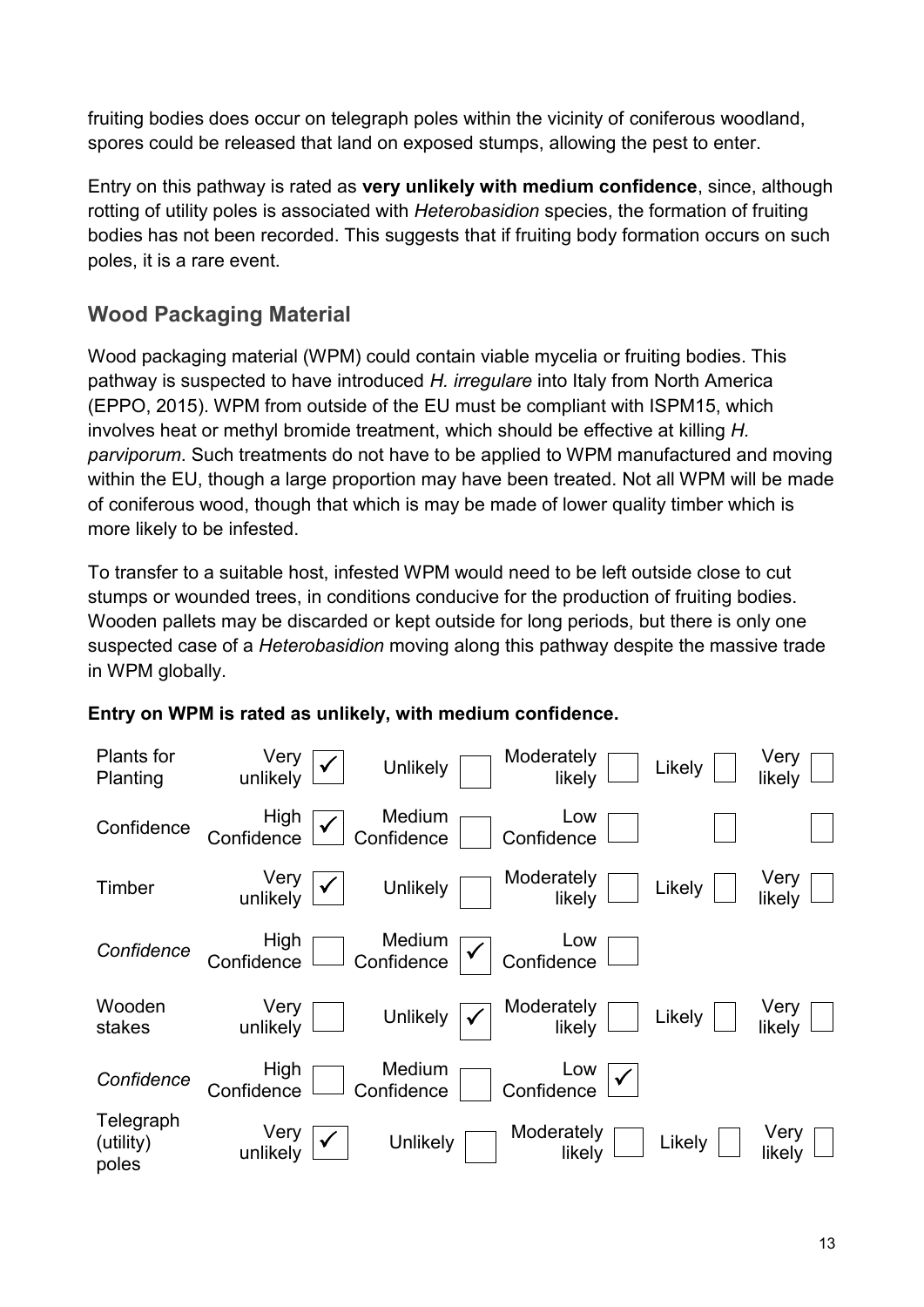fruiting bodies does occur on telegraph poles within the vicinity of coniferous woodland, spores could be released that land on exposed stumps, allowing the pest to enter.

Entry on this pathway is rated as **very unlikely with medium confidence**, since, although rotting of utility poles is associated with *Heterobasidion* species, the formation of fruiting bodies has not been recorded. This suggests that if fruiting body formation occurs on such poles, it is a rare event.

## Wood Packaging Material

Wood packaging material (WPM) could contain viable mycelia or fruiting bodies. This pathway is suspected to have introduced *H. irregulare* into Italy from North America (EPPO, 2015). WPM from outside of the EU must be compliant with ISPM15, which involves heat or methyl bromide treatment, which should be effective at killing *H. parviporum*. Such treatments do not have to be applied to WPM manufactured and moving within the EU, though a large proportion may have been treated. Not all WPM will be made of coniferous wood, though that which is may be made of lower quality timber which is more likely to be infested.

To transfer to a suitable host, infested WPM would need to be left outside close to cut stumps or wounded trees, in conditions conducive for the production of fruiting bodies. Wooden pallets may be discarded or kept outside for long periods, but there is only one suspected case of a *Heterobasidion* moving along this pathway despite the massive trade in WPM globally.

**Entry on WPM is rated as unlikely, with medium confidence.**

| | | | | | |
|---|---|---|---|---|---|
| Plants for Planting | Very unlikely ✓ | Unlikely | Moderately likely | Likely | Very likely |
| Confidence | High Confidence ✓ | Medium Confidence | Low Confidence | | |
| Timber | Very unlikely ✓ | Unlikely | Moderately likely | Likely | Very likely |
| *Confidence* | High Confidence | Medium Confidence ✓ | Low Confidence | | |
| Wooden stakes | Very unlikely | Unlikely ✓ | Moderately likely | Likely | Very likely |
| *Confidence* | High Confidence | Medium Confidence | Low Confidence ✓ | | |
| Telegraph (utility) poles | Very unlikely ✓ | Unlikely | Moderately likely | Likely | Very likely |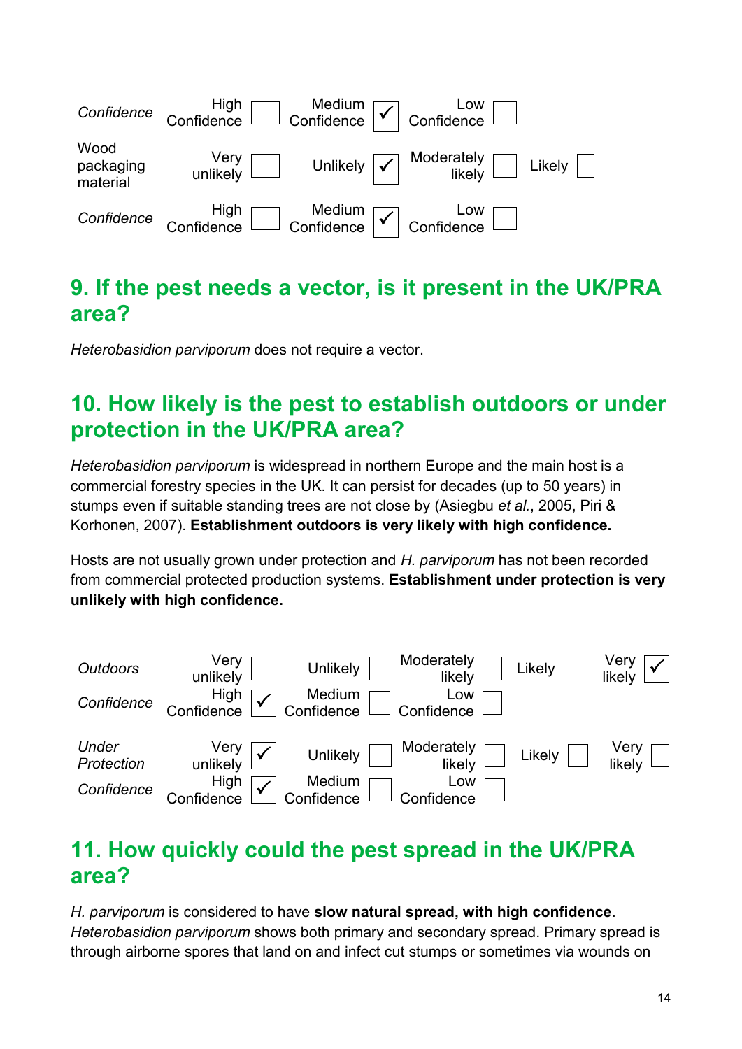| *Confidence* | High Confidence ☐ | Medium Confidence ☑ | Low Confidence ☐ | |
|---|---|---|---|---|
| Wood packaging material | Very unlikely ☐ | Unlikely ☑ | Moderately likely ☐ | Likely ☐ |
| *Confidence* | High Confidence ☐ | Medium Confidence ☑ | Low Confidence ☐ | |

## 9. If the pest needs a vector, is it present in the UK/PRA area?

*Heterobasidion parviporum* does not require a vector.

## 10. How likely is the pest to establish outdoors or under protection in the UK/PRA area?

*Heterobasidion parviporum* is widespread in northern Europe and the main host is a commercial forestry species in the UK. It can persist for decades (up to 50 years) in stumps even if suitable standing trees are not close by (Asiegbu *et al.*, 2005, Piri & Korhonen, 2007). **Establishment outdoors is very likely with high confidence.**

Hosts are not usually grown under protection and *H. parviporum* has not been recorded from commercial protected production systems. **Establishment under protection is very unlikely with high confidence.**

| *Outdoors* | Very unlikely ☐ | Unlikely ☐ | Moderately likely ☐ | Likely ☐ | Very likely ☑ |
|---|---|---|---|---|---|
| *Confidence* | High Confidence ☑ | Medium Confidence ☐ | Low Confidence ☐ | | |
| *Under Protection* | Very unlikely ☑ | Unlikely ☐ | Moderately likely ☐ | Likely ☐ | Very likely ☐ |
| *Confidence* | High Confidence ☑ | Medium Confidence ☐ | Low Confidence ☐ | | |

## 11. How quickly could the pest spread in the UK/PRA area?

*H. parviporum* is considered to have **slow natural spread, with high confidence**. *Heterobasidion parviporum* shows both primary and secondary spread. Primary spread is through airborne spores that land on and infect cut stumps or sometimes via wounds on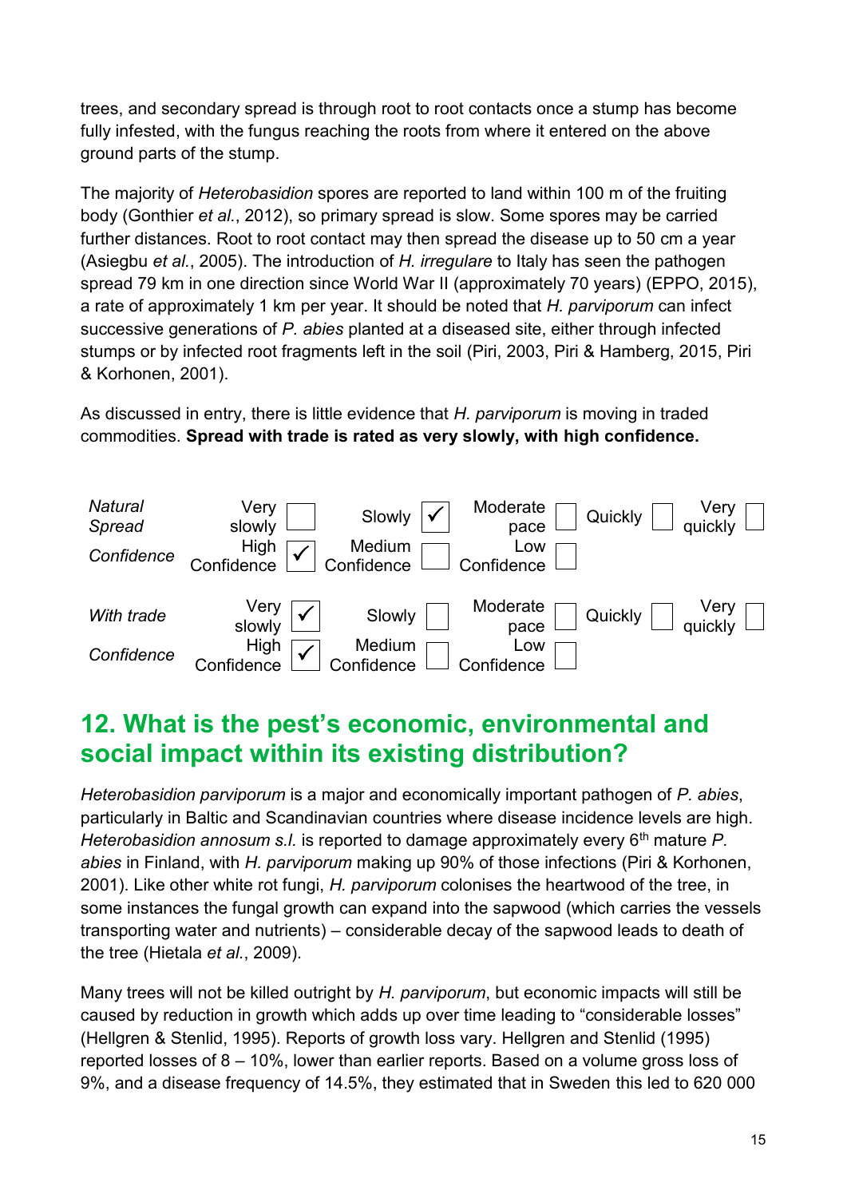trees, and secondary spread is through root to root contacts once a stump has become fully infested, with the fungus reaching the roots from where it entered on the above ground parts of the stump.

The majority of *Heterobasidion* spores are reported to land within 100 m of the fruiting body (Gonthier *et al.*, 2012), so primary spread is slow. Some spores may be carried further distances. Root to root contact may then spread the disease up to 50 cm a year (Asiegbu *et al.*, 2005). The introduction of *H. irregulare* to Italy has seen the pathogen spread 79 km in one direction since World War II (approximately 70 years) (EPPO, 2015), a rate of approximately 1 km per year. It should be noted that *H. parviporum* can infect successive generations of *P. abies* planted at a diseased site, either through infected stumps or by infected root fragments left in the soil (Piri, 2003, Piri & Hamberg, 2015, Piri & Korhonen, 2001).

As discussed in entry, there is little evidence that *H. parviporum* is moving in traded commodities. **Spread with trade is rated as very slowly, with high confidence.**

| | | | | | |
|---|---|---|---|---|---|
| *Natural Spread* | Very slowly ☐ | Slowly ☑ | Moderate pace ☐ | Quickly ☐ | Very quickly ☐ |
| *Confidence* | High Confidence ☑ | Medium Confidence ☐ | Low Confidence ☐ | | |
| *With trade* | Very slowly ☑ | Slowly ☐ | Moderate pace ☐ | Quickly ☐ | Very quickly ☐ |
| *Confidence* | High Confidence ☑ | Medium Confidence ☐ | Low Confidence ☐ | | |

## 12. What is the pest's economic, environmental and social impact within its existing distribution?

*Heterobasidion parviporum* is a major and economically important pathogen of *P. abies*, particularly in Baltic and Scandinavian countries where disease incidence levels are high. *Heterobasidion annosum s.l.* is reported to damage approximately every 6th mature *P. abies* in Finland, with *H. parviporum* making up 90% of those infections (Piri & Korhonen, 2001). Like other white rot fungi, *H. parviporum* colonises the heartwood of the tree, in some instances the fungal growth can expand into the sapwood (which carries the vessels transporting water and nutrients) – considerable decay of the sapwood leads to death of the tree (Hietala *et al.*, 2009).

Many trees will not be killed outright by *H. parviporum*, but economic impacts will still be caused by reduction in growth which adds up over time leading to "considerable losses" (Hellgren & Stenlid, 1995). Reports of growth loss vary. Hellgren and Stenlid (1995) reported losses of 8 – 10%, lower than earlier reports. Based on a volume gross loss of 9%, and a disease frequency of 14.5%, they estimated that in Sweden this led to 620 000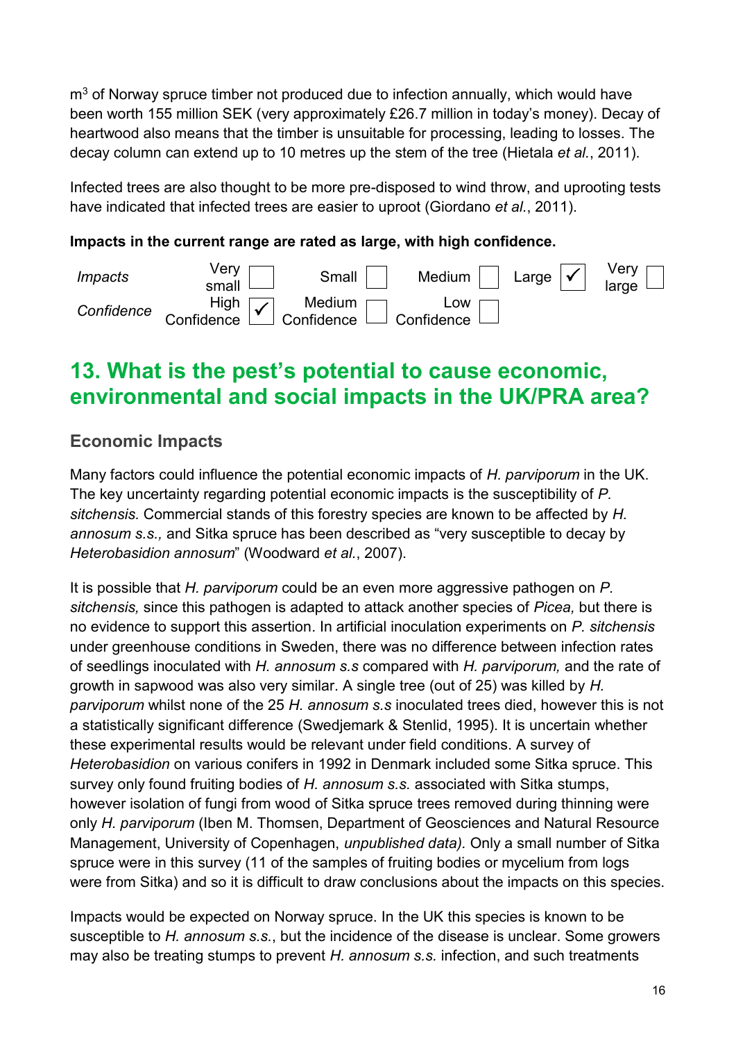$m^3$ of Norway spruce timber not produced due to infection annually, which would have been worth 155 million SEK (very approximately £26.7 million in today's money). Decay of heartwood also means that the timber is unsuitable for processing, leading to losses. The decay column can extend up to 10 metres up the stem of the tree (Hietala *et al.*, 2011).

Infected trees are also thought to be more pre-disposed to wind throw, and uprooting tests have indicated that infected trees are easier to uproot (Giordano *et al.*, 2011).

**Impacts in the current range are rated as large, with high confidence.**

| *Impacts* | Very small ☐ | Small ☐ | Medium ☐ | Large ☑ | Very large ☐ |
|---|---|---|---|---|---|
| *Confidence* | High Confidence ☑ | Medium Confidence ☐ | Low Confidence ☐ | | |

## 13. What is the pest's potential to cause economic, environmental and social impacts in the UK/PRA area?

### Economic Impacts

Many factors could influence the potential economic impacts of *H. parviporum* in the UK. The key uncertainty regarding potential economic impacts is the susceptibility of *P. sitchensis.* Commercial stands of this forestry species are known to be affected by *H. annosum s.s.,* and Sitka spruce has been described as "very susceptible to decay by *Heterobasidion annosum*" (Woodward *et al.*, 2007).

It is possible that *H. parviporum* could be an even more aggressive pathogen on *P. sitchensis,* since this pathogen is adapted to attack another species of *Picea,* but there is no evidence to support this assertion. In artificial inoculation experiments on *P. sitchensis* under greenhouse conditions in Sweden, there was no difference between infection rates of seedlings inoculated with *H. annosum s.s* compared with *H. parviporum,* and the rate of growth in sapwood was also very similar. A single tree (out of 25) was killed by *H. parviporum* whilst none of the 25 *H. annosum s.s* inoculated trees died, however this is not a statistically significant difference (Swedjemark & Stenlid, 1995). It is uncertain whether these experimental results would be relevant under field conditions. A survey of *Heterobasidion* on various conifers in 1992 in Denmark included some Sitka spruce. This survey only found fruiting bodies of *H. annosum s.s.* associated with Sitka stumps, however isolation of fungi from wood of Sitka spruce trees removed during thinning were only *H. parviporum* (Iben M. Thomsen, Department of Geosciences and Natural Resource Management, University of Copenhagen, *unpublished data).* Only a small number of Sitka spruce were in this survey (11 of the samples of fruiting bodies or mycelium from logs were from Sitka) and so it is difficult to draw conclusions about the impacts on this species.

Impacts would be expected on Norway spruce. In the UK this species is known to be susceptible to *H. annosum s.s.*, but the incidence of the disease is unclear. Some growers may also be treating stumps to prevent *H. annosum s.s.* infection, and such treatments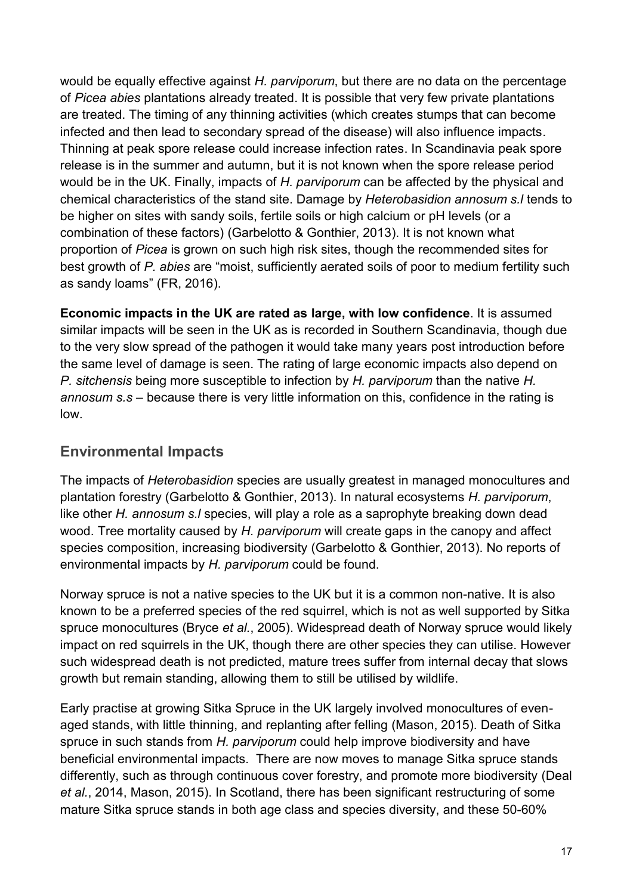would be equally effective against *H. parviporum*, but there are no data on the percentage of *Picea abies* plantations already treated. It is possible that very few private plantations are treated. The timing of any thinning activities (which creates stumps that can become infected and then lead to secondary spread of the disease) will also influence impacts. Thinning at peak spore release could increase infection rates. In Scandinavia peak spore release is in the summer and autumn, but it is not known when the spore release period would be in the UK. Finally, impacts of *H. parviporum* can be affected by the physical and chemical characteristics of the stand site. Damage by *Heterobasidion annosum s.l* tends to be higher on sites with sandy soils, fertile soils or high calcium or pH levels (or a combination of these factors) (Garbelotto & Gonthier, 2013). It is not known what proportion of *Picea* is grown on such high risk sites, though the recommended sites for best growth of *P. abies* are "moist, sufficiently aerated soils of poor to medium fertility such as sandy loams" (FR, 2016).

**Economic impacts in the UK are rated as large, with low confidence**. It is assumed similar impacts will be seen in the UK as is recorded in Southern Scandinavia, though due to the very slow spread of the pathogen it would take many years post introduction before the same level of damage is seen. The rating of large economic impacts also depend on *P. sitchensis* being more susceptible to infection by *H. parviporum* than the native *H. annosum s.s* – because there is very little information on this, confidence in the rating is low.

## Environmental Impacts

The impacts of *Heterobasidion* species are usually greatest in managed monocultures and plantation forestry (Garbelotto & Gonthier, 2013). In natural ecosystems *H. parviporum*, like other *H. annosum s.l* species, will play a role as a saprophyte breaking down dead wood. Tree mortality caused by *H. parviporum* will create gaps in the canopy and affect species composition, increasing biodiversity (Garbelotto & Gonthier, 2013). No reports of environmental impacts by *H. parviporum* could be found.

Norway spruce is not a native species to the UK but it is a common non-native. It is also known to be a preferred species of the red squirrel, which is not as well supported by Sitka spruce monocultures (Bryce *et al.*, 2005). Widespread death of Norway spruce would likely impact on red squirrels in the UK, though there are other species they can utilise. However such widespread death is not predicted, mature trees suffer from internal decay that slows growth but remain standing, allowing them to still be utilised by wildlife.

Early practise at growing Sitka Spruce in the UK largely involved monocultures of even-aged stands, with little thinning, and replanting after felling (Mason, 2015). Death of Sitka spruce in such stands from *H. parviporum* could help improve biodiversity and have beneficial environmental impacts. There are now moves to manage Sitka spruce stands differently, such as through continuous cover forestry, and promote more biodiversity (Deal *et al.*, 2014, Mason, 2015). In Scotland, there has been significant restructuring of some mature Sitka spruce stands in both age class and species diversity, and these 50-60%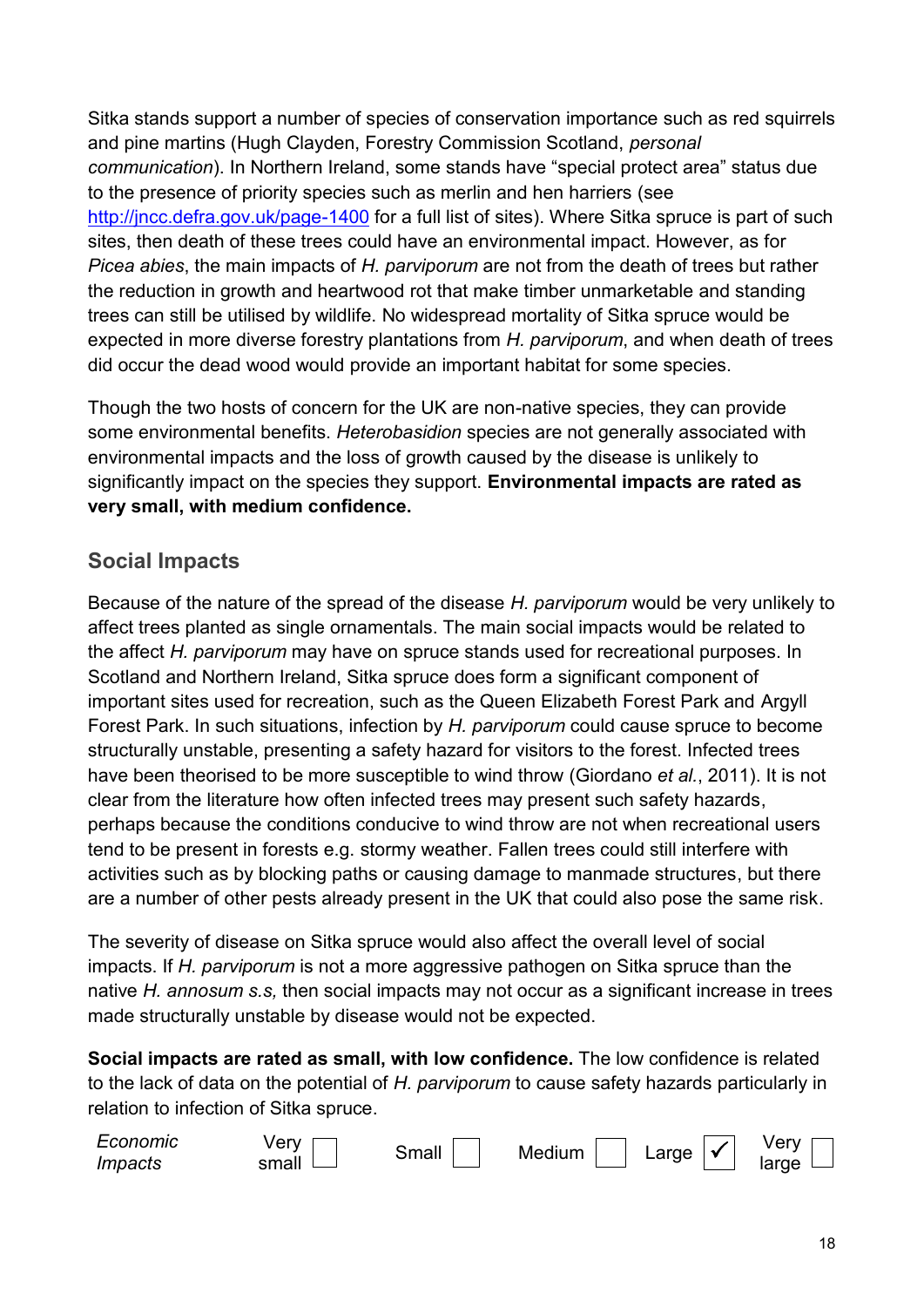Sitka stands support a number of species of conservation importance such as red squirrels and pine martins (Hugh Clayden, Forestry Commission Scotland, *personal communication*). In Northern Ireland, some stands have "special protect area" status due to the presence of priority species such as merlin and hen harriers (see http://jncc.defra.gov.uk/page-1400 for a full list of sites). Where Sitka spruce is part of such sites, then death of these trees could have an environmental impact. However, as for *Picea abies*, the main impacts of *H. parviporum* are not from the death of trees but rather the reduction in growth and heartwood rot that make timber unmarketable and standing trees can still be utilised by wildlife. No widespread mortality of Sitka spruce would be expected in more diverse forestry plantations from *H. parviporum*, and when death of trees did occur the dead wood would provide an important habitat for some species.

Though the two hosts of concern for the UK are non-native species, they can provide some environmental benefits. *Heterobasidion* species are not generally associated with environmental impacts and the loss of growth caused by the disease is unlikely to significantly impact on the species they support. **Environmental impacts are rated as very small, with medium confidence.**

## Social Impacts

Because of the nature of the spread of the disease *H. parviporum* would be very unlikely to affect trees planted as single ornamentals. The main social impacts would be related to the affect *H. parviporum* may have on spruce stands used for recreational purposes. In Scotland and Northern Ireland, Sitka spruce does form a significant component of important sites used for recreation, such as the Queen Elizabeth Forest Park and Argyll Forest Park. In such situations, infection by *H. parviporum* could cause spruce to become structurally unstable, presenting a safety hazard for visitors to the forest. Infected trees have been theorised to be more susceptible to wind throw (Giordano *et al.*, 2011). It is not clear from the literature how often infected trees may present such safety hazards, perhaps because the conditions conducive to wind throw are not when recreational users tend to be present in forests e.g. stormy weather. Fallen trees could still interfere with activities such as by blocking paths or causing damage to manmade structures, but there are a number of other pests already present in the UK that could also pose the same risk.

The severity of disease on Sitka spruce would also affect the overall level of social impacts. If *H. parviporum* is not a more aggressive pathogen on Sitka spruce than the native *H. annosum s.s,* then social impacts may not occur as a significant increase in trees made structurally unstable by disease would not be expected.

**Social impacts are rated as small, with low confidence.** The low confidence is related to the lack of data on the potential of *H. parviporum* to cause safety hazards particularly in relation to infection of Sitka spruce.

| *Economic Impacts* | Very small | ☐ | Small | ☐ | Medium | ☐ | Large | ✓ | Very large | ☐ |
|---|---|---|---|---|---|---|---|---|---|---|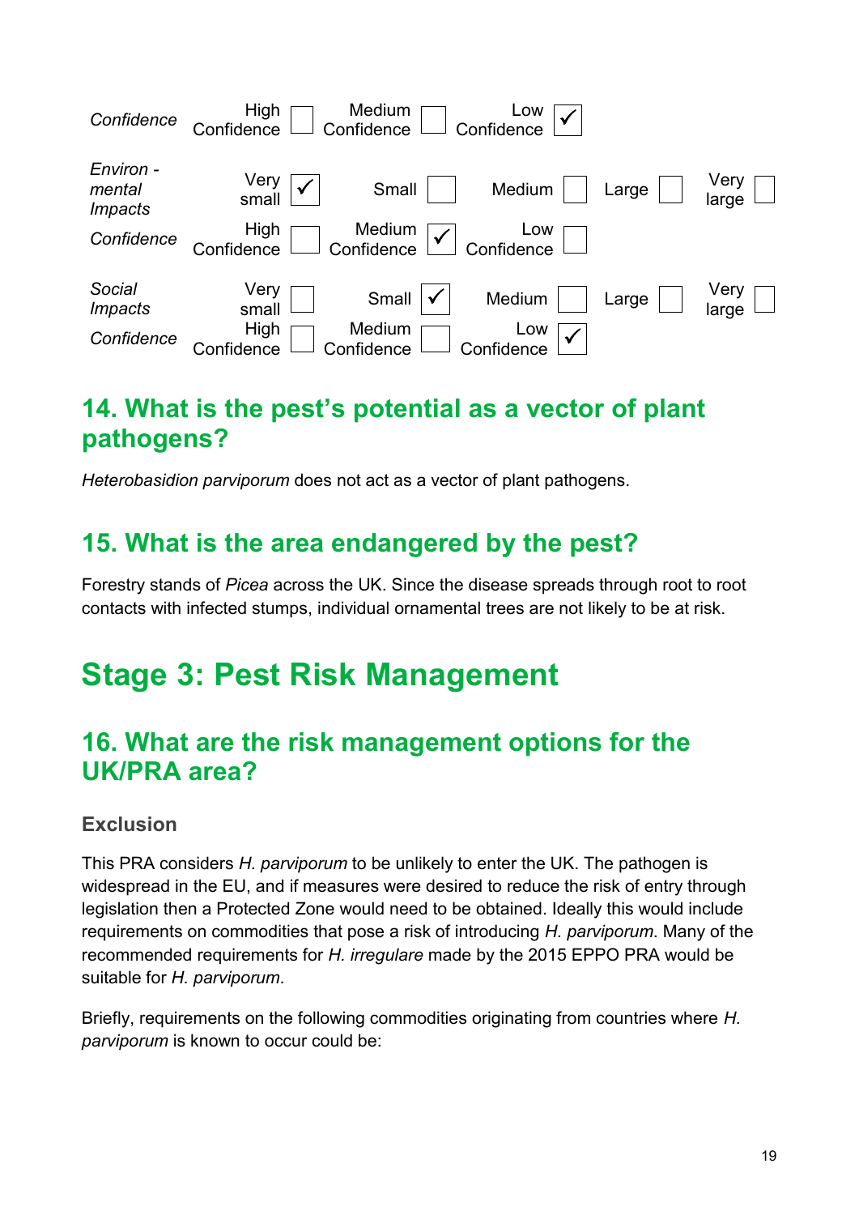| | | | | | |
|---|---|---|---|---|---|
| *Confidence* | High Confidence ☐ | Medium Confidence ☐ | Low Confidence ☑ | | |
| *Environ - mental Impacts* | Very small ☑ | Small ☐ | Medium ☐ | Large ☐ | Very large ☐ |
| *Confidence* | High Confidence ☐ | Medium Confidence ☑ | Low Confidence ☐ | | |
| *Social Impacts* | Very small ☐ | Small ☑ | Medium ☐ | Large ☐ | Very large ☐ |
| *Confidence* | High Confidence ☐ | Medium Confidence ☐ | Low Confidence ☑ | | |

## 14. What is the pest's potential as a vector of plant pathogens?

*Heterobasidion parviporum* does not act as a vector of plant pathogens.

## 15. What is the area endangered by the pest?

Forestry stands of *Picea* across the UK. Since the disease spreads through root to root contacts with infected stumps, individual ornamental trees are not likely to be at risk.

# Stage 3: Pest Risk Management

## 16. What are the risk management options for the UK/PRA area?

### Exclusion

This PRA considers *H. parviporum* to be unlikely to enter the UK. The pathogen is widespread in the EU, and if measures were desired to reduce the risk of entry through legislation then a Protected Zone would need to be obtained. Ideally this would include requirements on commodities that pose a risk of introducing *H. parviporum*. Many of the recommended requirements for *H. irregulare* made by the 2015 EPPO PRA would be suitable for *H. parviporum*.

Briefly, requirements on the following commodities originating from countries where *H. parviporum* is known to occur could be: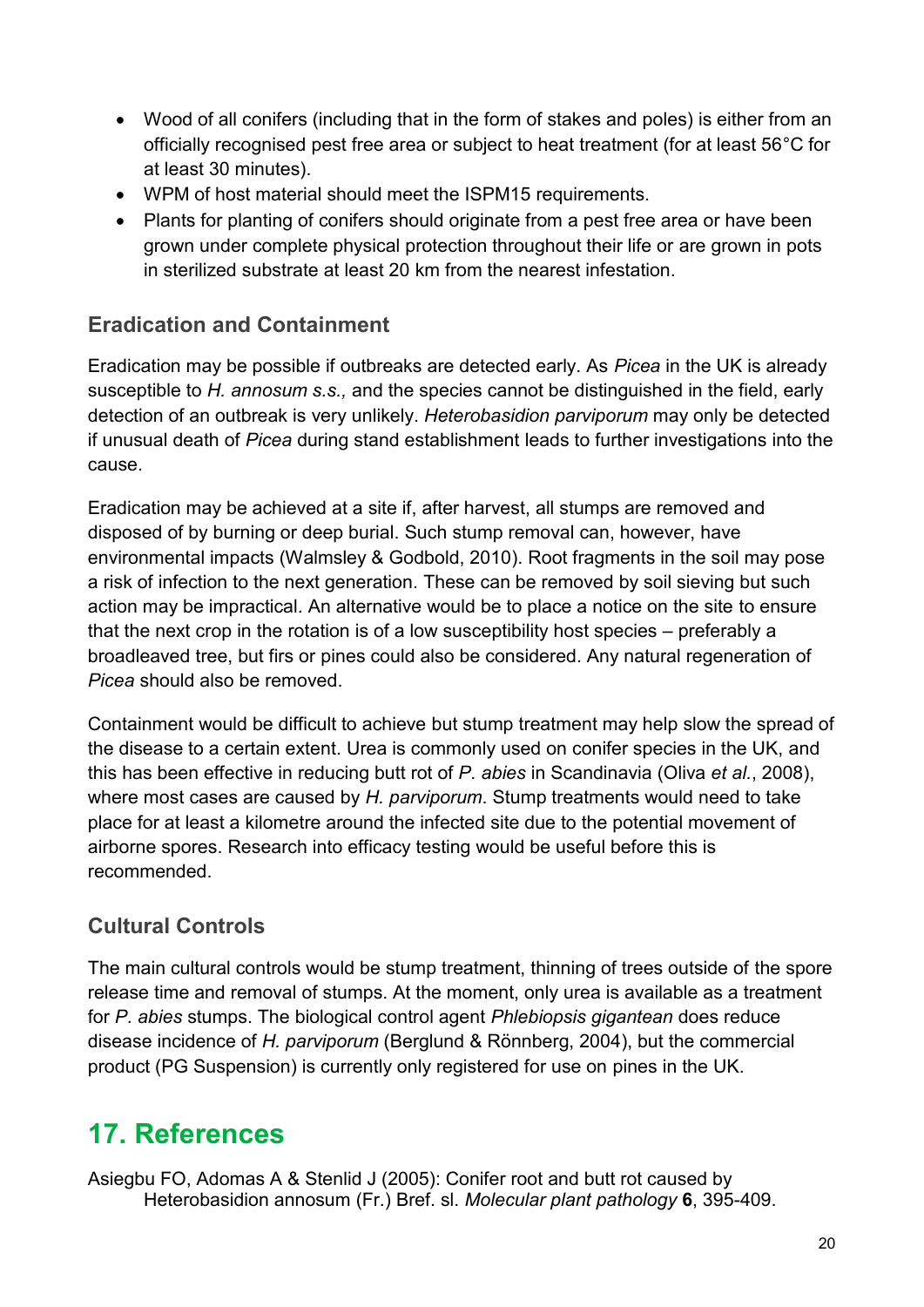- Wood of all conifers (including that in the form of stakes and poles) is either from an officially recognised pest free area or subject to heat treatment (for at least 56°C for at least 30 minutes).
- WPM of host material should meet the ISPM15 requirements.
- Plants for planting of conifers should originate from a pest free area or have been grown under complete physical protection throughout their life or are grown in pots in sterilized substrate at least 20 km from the nearest infestation.

### Eradication and Containment

Eradication may be possible if outbreaks are detected early. As *Picea* in the UK is already susceptible to *H. annosum s.s.,* and the species cannot be distinguished in the field, early detection of an outbreak is very unlikely. *Heterobasidion parviporum* may only be detected if unusual death of *Picea* during stand establishment leads to further investigations into the cause.

Eradication may be achieved at a site if, after harvest, all stumps are removed and disposed of by burning or deep burial. Such stump removal can, however, have environmental impacts (Walmsley & Godbold, 2010). Root fragments in the soil may pose a risk of infection to the next generation. These can be removed by soil sieving but such action may be impractical. An alternative would be to place a notice on the site to ensure that the next crop in the rotation is of a low susceptibility host species – preferably a broadleaved tree, but firs or pines could also be considered. Any natural regeneration of *Picea* should also be removed.

Containment would be difficult to achieve but stump treatment may help slow the spread of the disease to a certain extent. Urea is commonly used on conifer species in the UK, and this has been effective in reducing butt rot of *P. abies* in Scandinavia (Oliva *et al*., 2008), where most cases are caused by *H. parviporum*. Stump treatments would need to take place for at least a kilometre around the infected site due to the potential movement of airborne spores. Research into efficacy testing would be useful before this is recommended.

### Cultural Controls

The main cultural controls would be stump treatment, thinning of trees outside of the spore release time and removal of stumps. At the moment, only urea is available as a treatment for *P. abies* stumps. The biological control agent *Phlebiopsis gigantean* does reduce disease incidence of *H. parviporum* (Berglund & Rönnberg, 2004), but the commercial product (PG Suspension) is currently only registered for use on pines in the UK.

## 17. References

Asiegbu FO, Adomas A & Stenlid J (2005): Conifer root and butt rot caused by Heterobasidion annosum (Fr.) Bref. sl. *Molecular plant pathology* **6**, 395-409.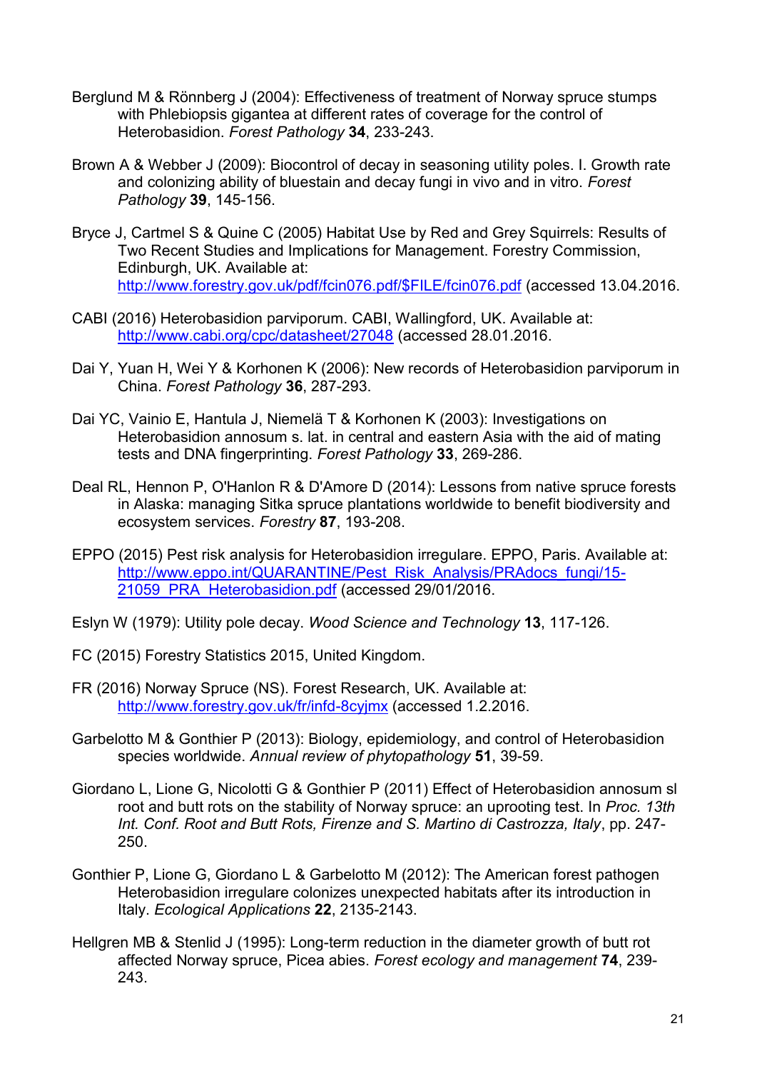Berglund M & Rönnberg J (2004): Effectiveness of treatment of Norway spruce stumps with Phlebiopsis gigantea at different rates of coverage for the control of Heterobasidion. *Forest Pathology* **34**, 233-243.

Brown A & Webber J (2009): Biocontrol of decay in seasoning utility poles. I. Growth rate and colonizing ability of bluestain and decay fungi in vivo and in vitro. *Forest Pathology* **39**, 145-156.

Bryce J, Cartmel S & Quine C (2005) Habitat Use by Red and Grey Squirrels: Results of Two Recent Studies and Implications for Management. Forestry Commission, Edinburgh, UK. Available at: http://www.forestry.gov.uk/pdf/fcin076.pdf/$FILE/fcin076.pdf (accessed 13.04.2016.

CABI (2016) Heterobasidion parviporum. CABI, Wallingford, UK. Available at: http://www.cabi.org/cpc/datasheet/27048 (accessed 28.01.2016.

Dai Y, Yuan H, Wei Y & Korhonen K (2006): New records of Heterobasidion parviporum in China. *Forest Pathology* **36**, 287-293.

Dai YC, Vainio E, Hantula J, Niemelä T & Korhonen K (2003): Investigations on Heterobasidion annosum s. lat. in central and eastern Asia with the aid of mating tests and DNA fingerprinting. *Forest Pathology* **33**, 269-286.

Deal RL, Hennon P, O'Hanlon R & D'Amore D (2014): Lessons from native spruce forests in Alaska: managing Sitka spruce plantations worldwide to benefit biodiversity and ecosystem services. *Forestry* **87**, 193-208.

EPPO (2015) Pest risk analysis for Heterobasidion irregulare. EPPO, Paris. Available at: http://www.eppo.int/QUARANTINE/Pest_Risk_Analysis/PRAdocs_fungi/15-21059_PRA_Heterobasidion.pdf (accessed 29/01/2016.

Eslyn W (1979): Utility pole decay. *Wood Science and Technology* **13**, 117-126.

FC (2015) Forestry Statistics 2015, United Kingdom.

FR (2016) Norway Spruce (NS). Forest Research, UK. Available at: http://www.forestry.gov.uk/fr/infd-8cyjmx (accessed 1.2.2016.

Garbelotto M & Gonthier P (2013): Biology, epidemiology, and control of Heterobasidion species worldwide. *Annual review of phytopathology* **51**, 39-59.

Giordano L, Lione G, Nicolotti G & Gonthier P (2011) Effect of Heterobasidion annosum sl root and butt rots on the stability of Norway spruce: an uprooting test. In *Proc. 13th Int. Conf. Root and Butt Rots, Firenze and S. Martino di Castrozza, Italy*, pp. 247-250.

Gonthier P, Lione G, Giordano L & Garbelotto M (2012): The American forest pathogen Heterobasidion irregulare colonizes unexpected habitats after its introduction in Italy. *Ecological Applications* **22**, 2135-2143.

Hellgren MB & Stenlid J (1995): Long-term reduction in the diameter growth of butt rot affected Norway spruce, Picea abies. *Forest ecology and management* **74**, 239-243.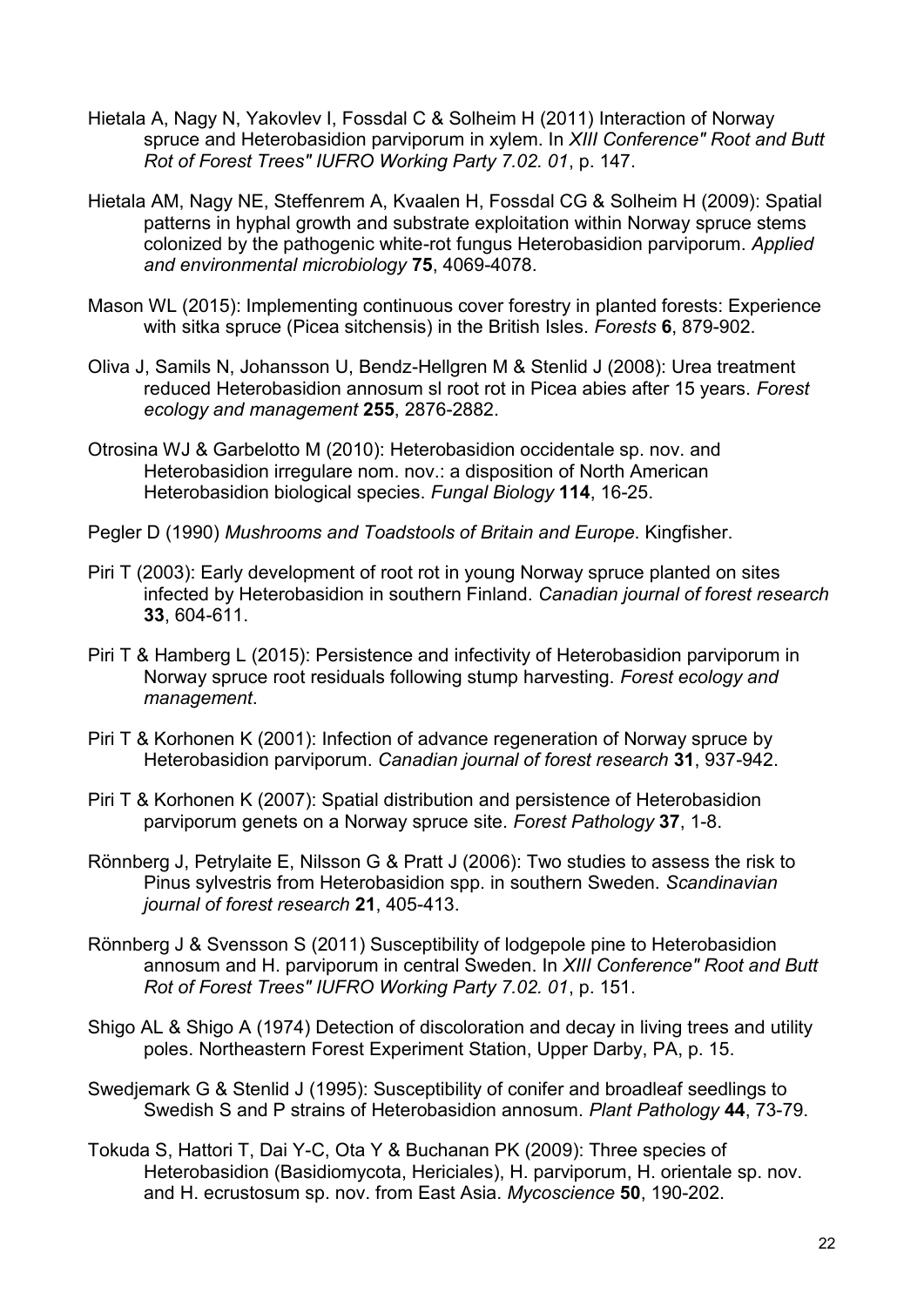Hietala A, Nagy N, Yakovlev I, Fossdal C & Solheim H (2011) Interaction of Norway spruce and Heterobasidion parviporum in xylem. In *XIII Conference" Root and Butt Rot of Forest Trees" IUFRO Working Party 7.02. 01*, p. 147.

Hietala AM, Nagy NE, Steffenrem A, Kvaalen H, Fossdal CG & Solheim H (2009): Spatial patterns in hyphal growth and substrate exploitation within Norway spruce stems colonized by the pathogenic white-rot fungus Heterobasidion parviporum. *Applied and environmental microbiology* **75**, 4069-4078.

Mason WL (2015): Implementing continuous cover forestry in planted forests: Experience with sitka spruce (Picea sitchensis) in the British Isles. *Forests* **6**, 879-902.

Oliva J, Samils N, Johansson U, Bendz-Hellgren M & Stenlid J (2008): Urea treatment reduced Heterobasidion annosum sl root rot in Picea abies after 15 years. *Forest ecology and management* **255**, 2876-2882.

Otrosina WJ & Garbelotto M (2010): Heterobasidion occidentale sp. nov. and Heterobasidion irregulare nom. nov.: a disposition of North American Heterobasidion biological species. *Fungal Biology* **114**, 16-25.

Pegler D (1990) *Mushrooms and Toadstools of Britain and Europe*. Kingfisher.

Piri T (2003): Early development of root rot in young Norway spruce planted on sites infected by Heterobasidion in southern Finland. *Canadian journal of forest research* **33**, 604-611.

Piri T & Hamberg L (2015): Persistence and infectivity of Heterobasidion parviporum in Norway spruce root residuals following stump harvesting. *Forest ecology and management*.

Piri T & Korhonen K (2001): Infection of advance regeneration of Norway spruce by Heterobasidion parviporum. *Canadian journal of forest research* **31**, 937-942.

Piri T & Korhonen K (2007): Spatial distribution and persistence of Heterobasidion parviporum genets on a Norway spruce site. *Forest Pathology* **37**, 1-8.

Rönnberg J, Petrylaite E, Nilsson G & Pratt J (2006): Two studies to assess the risk to Pinus sylvestris from Heterobasidion spp. in southern Sweden. *Scandinavian journal of forest research* **21**, 405-413.

Rönnberg J & Svensson S (2011) Susceptibility of lodgepole pine to Heterobasidion annosum and H. parviporum in central Sweden. In *XIII Conference" Root and Butt Rot of Forest Trees" IUFRO Working Party 7.02. 01*, p. 151.

Shigo AL & Shigo A (1974) Detection of discoloration and decay in living trees and utility poles. Northeastern Forest Experiment Station, Upper Darby, PA, p. 15.

Swedjemark G & Stenlid J (1995): Susceptibility of conifer and broadleaf seedlings to Swedish S and P strains of Heterobasidion annosum. *Plant Pathology* **44**, 73-79.

Tokuda S, Hattori T, Dai Y-C, Ota Y & Buchanan PK (2009): Three species of Heterobasidion (Basidiomycota, Hericiales), H. parviporum, H. orientale sp. nov. and H. ecrustosum sp. nov. from East Asia. *Mycoscience* **50**, 190-202.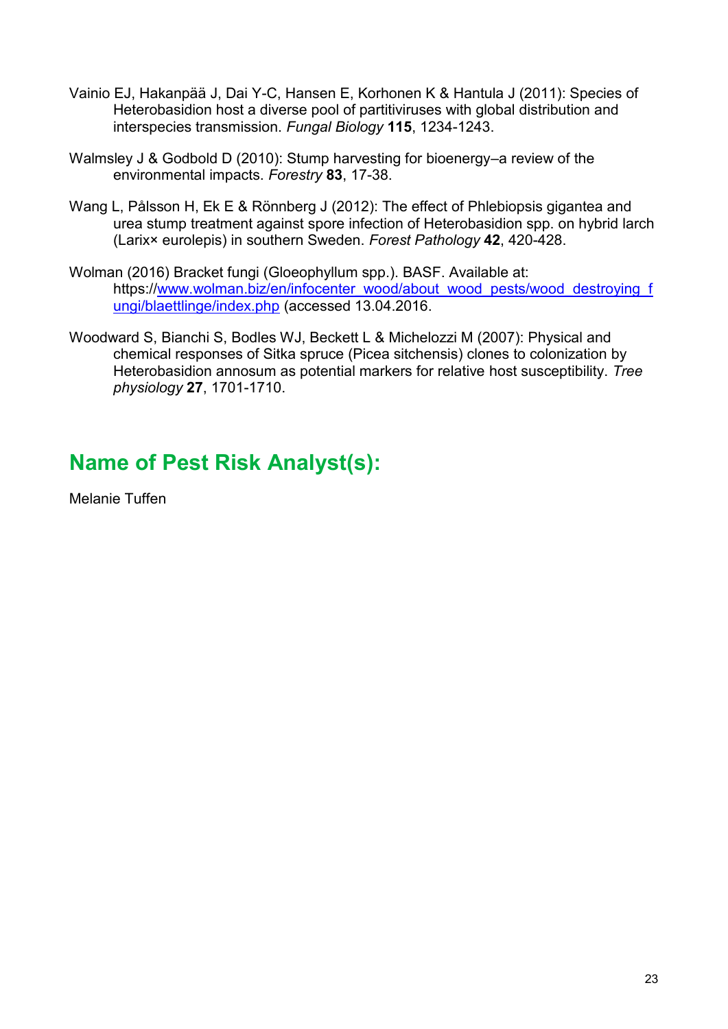Vainio EJ, Hakanpää J, Dai Y-C, Hansen E, Korhonen K & Hantula J (2011): Species of Heterobasidion host a diverse pool of partitiviruses with global distribution and interspecies transmission. *Fungal Biology* **115**, 1234-1243.

Walmsley J & Godbold D (2010): Stump harvesting for bioenergy–a review of the environmental impacts. *Forestry* **83**, 17-38.

Wang L, Pålsson H, Ek E & Rönnberg J (2012): The effect of Phlebiopsis gigantea and urea stump treatment against spore infection of Heterobasidion spp. on hybrid larch (Larix× eurolepis) in southern Sweden. *Forest Pathology* **42**, 420-428.

Wolman (2016) Bracket fungi (Gloeophyllum spp.). BASF. Available at: https://www.wolman.biz/en/infocenter_wood/about_wood_pests/wood_destroying_fungi/blaettlinge/index.php (accessed 13.04.2016.

Woodward S, Bianchi S, Bodles WJ, Beckett L & Michelozzi M (2007): Physical and chemical responses of Sitka spruce (Picea sitchensis) clones to colonization by Heterobasidion annosum as potential markers for relative host susceptibility. *Tree physiology* **27**, 1701-1710.

## Name of Pest Risk Analyst(s):

Melanie Tuffen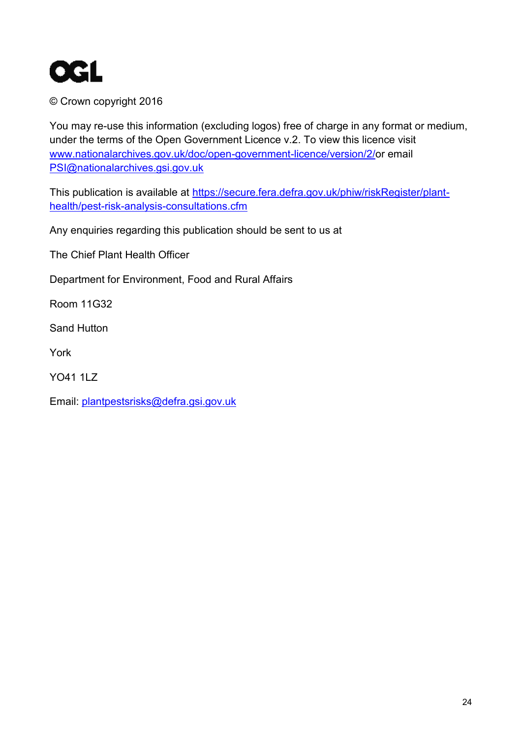OGL

© Crown copyright 2016

You may re-use this information (excluding logos) free of charge in any format or medium, under the terms of the Open Government Licence v.2. To view this licence visit www.nationalarchives.gov.uk/doc/open-government-licence/version/2/or email PSI@nationalarchives.gsi.gov.uk

This publication is available at https://secure.fera.defra.gov.uk/phiw/riskRegister/plant-health/pest-risk-analysis-consultations.cfm

Any enquiries regarding this publication should be sent to us at

The Chief Plant Health Officer

Department for Environment, Food and Rural Affairs

Room 11G32

Sand Hutton

York

YO41 1LZ

Email: plantpestsrisks@defra.gsi.gov.uk